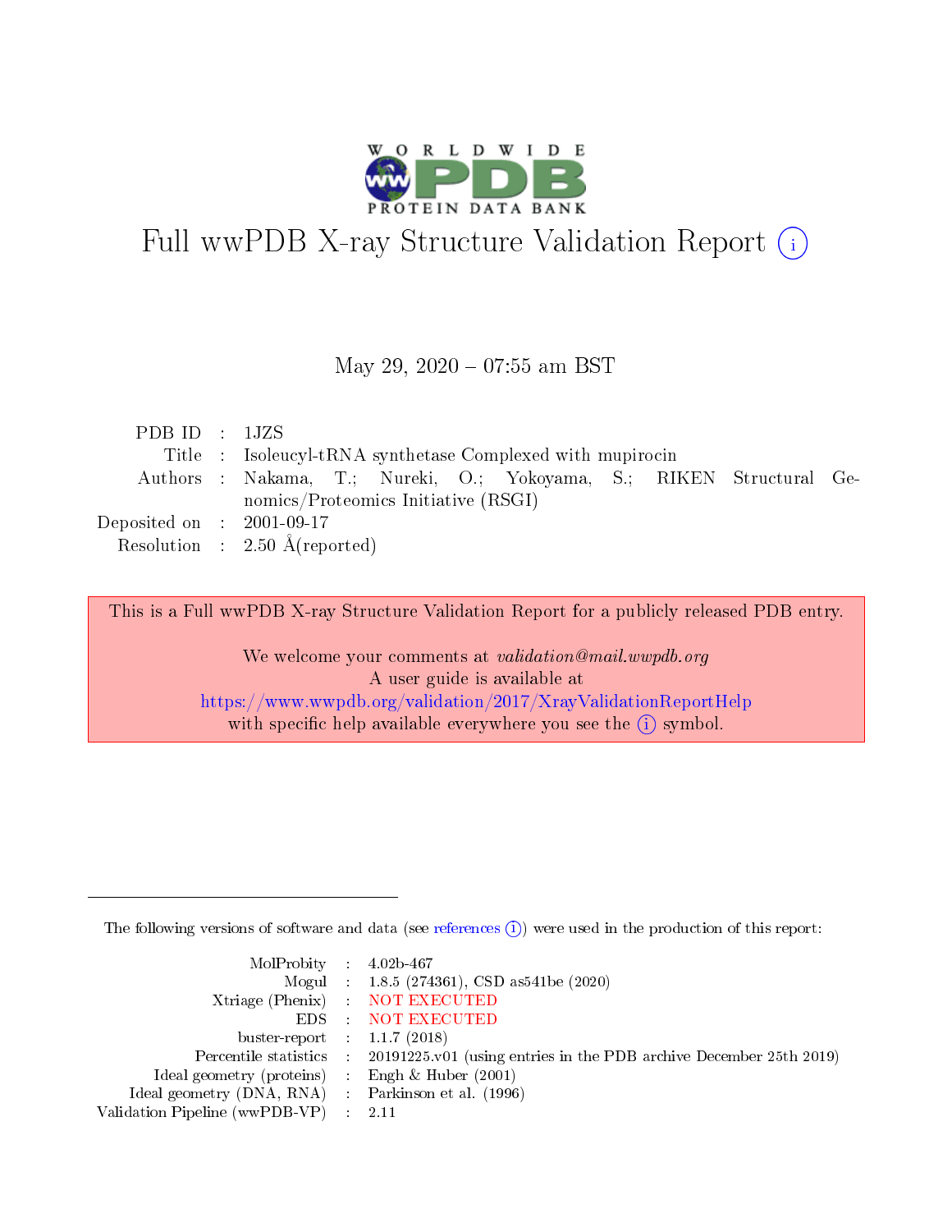# Full wwPDB X-ray Structure Validation Report (i)

May 29, 2020 – 07:55 am BST

| | | |
|---|---|---|
| PDB ID | : | 1JZS |
| Title | : | Isoleucyl-tRNA synthetase Complexed with mupirocin |
| Authors | : | Nakama, T.; Nureki, O.; Yokoyama, S.; RIKEN Structural Genomics/Proteomics Initiative (RSGI) |
| Deposited on | : | 2001-09-17 |
| Resolution | : | 2.50 Å(reported) |

This is a Full wwPDB X-ray Structure Validation Report for a publicly released PDB entry.

We welcome your comments at *validation@mail.wwpdb.org*
A user guide is available at
https://www.wwpdb.org/validation/2017/XrayValidationReportHelp
with specific help available everywhere you see the (i) symbol.

The following versions of software and data (see references (i)) were used in the production of this report:

| | | |
|---|---|---|
| MolProbity | : | 4.02b-467 |
| Mogul | : | 1.8.5 (274361), CSD as541be (2020) |
| Xtriage (Phenix) | : | NOT EXECUTED |
| EDS | : | NOT EXECUTED |
| buster-report | : | 1.1.7 (2018) |
| Percentile statistics | : | 20191225.v01 (using entries in the PDB archive December 25th 2019) |
| Ideal geometry (proteins) | : | Engh & Huber (2001) |
| Ideal geometry (DNA, RNA) | : | Parkinson et al. (1996) |
| Validation Pipeline (wwPDB-VP) | : | 2.11 |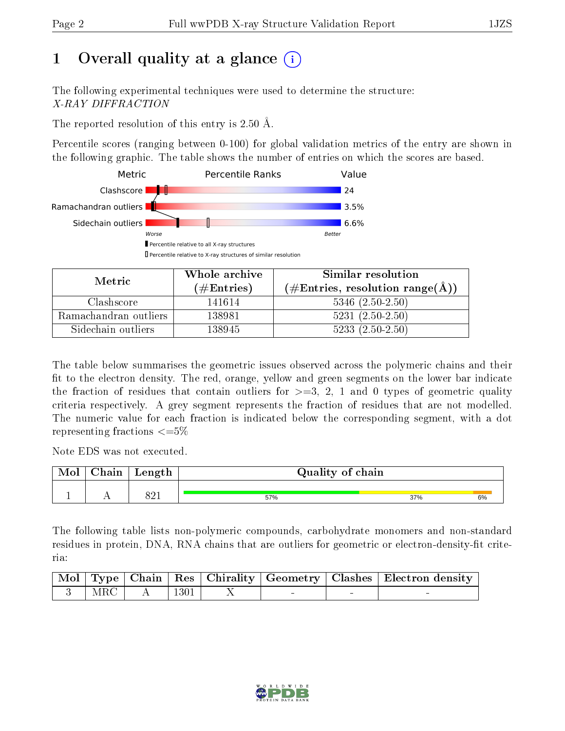# 1 Overall quality at a glance (i)

The following experimental techniques were used to determine the structure:
*X-RAY DIFFRACTION*

The reported resolution of this entry is 2.50 Å.

Percentile scores (ranging between 0-100) for global validation metrics of the entry are shown in the following graphic. The table shows the number of entries on which the scores are based.

| Metric | Value |
|---|---|
| Clashscore | 24 |
| Ramachandran outliers | 3.5% |
| Sidechain outliers | 6.6% |

Worse — Better

▮ Percentile relative to all X-ray structures
▯ Percentile relative to X-ray structures of similar resolution

| Metric | Whole archive (#Entries) | Similar resolution (#Entries, resolution range(Å)) |
|---|---|---|
| Clashscore | 141614 | 5346 (2.50-2.50) |
| Ramachandran outliers | 138981 | 5231 (2.50-2.50) |
| Sidechain outliers | 138945 | 5233 (2.50-2.50) |

The table below summarises the geometric issues observed across the polymeric chains and their fit to the electron density. The red, orange, yellow and green segments on the lower bar indicate the fraction of residues that contain outliers for >=3, 2, 1 and 0 types of geometric quality criteria respectively. A grey segment represents the fraction of residues that are not modelled. The numeric value for each fraction is indicated below the corresponding segment, with a dot representing fractions <=5%

Note EDS was not executed.

| Mol | Chain | Length | Quality of chain |
|---|---|---|---|
| 1 | A | 821 | 57% / 37% / 6% |

The following table lists non-polymeric compounds, carbohydrate monomers and non-standard residues in protein, DNA, RNA chains that are outliers for geometric or electron-density-fit criteria:

| Mol | Type | Chain | Res | Chirality | Geometry | Clashes | Electron density |
|---|---|---|---|---|---|---|---|
| 3 | MRC | A | 1301 | X | - | - | - |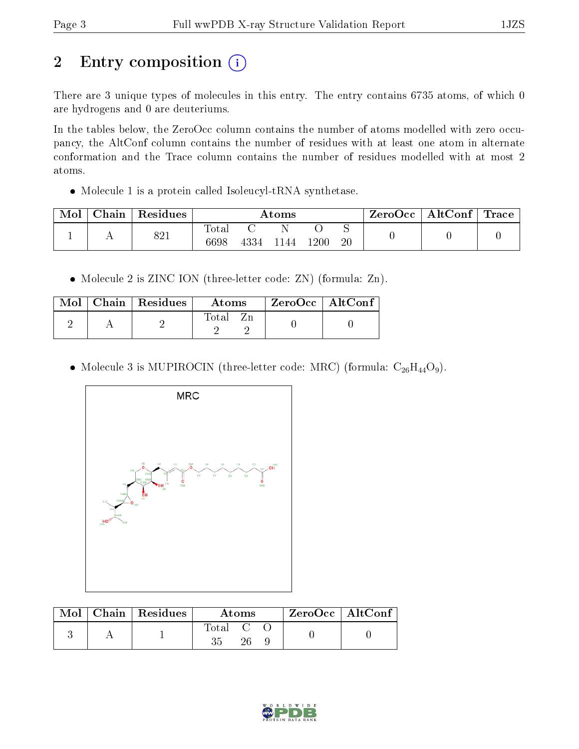# 2 Entry composition

There are 3 unique types of molecules in this entry. The entry contains 6735 atoms, of which 0 are hydrogens and 0 are deuteriums.

In the tables below, the ZeroOcc column contains the number of atoms modelled with zero occupancy, the AltConf column contains the number of residues with at least one atom in alternate conformation and the Trace column contains the number of residues modelled with at most 2 atoms.

- Molecule 1 is a protein called Isoleucyl-tRNA synthetase.

| Mol | Chain | Residues | Atoms | | | | | ZeroOcc | AltConf | Trace |
|---|---|---|---|---|---|---|---|---|---|---|
| 1 | A | 821 | Total 6698 | C 4334 | N 1144 | O 1200 | S 20 | 0 | 0 | 0 |

- Molecule 2 is ZINC ION (three-letter code: ZN) (formula: Zn).

| Mol | Chain | Residues | Atoms | | ZeroOcc | AltConf |
|---|---|---|---|---|---|---|
| 2 | A | 2 | Total 2 | Zn 2 | 0 | 0 |

- Molecule 3 is MUPIROCIN (three-letter code: MRC) (formula: $C_{26}H_{44}O_9$).

| Mol | Chain | Residues | Atoms | | | ZeroOcc | AltConf |
|---|---|---|---|---|---|---|---|
| 3 | A | 1 | Total 35 | C 26 | O 9 | 0 | 0 |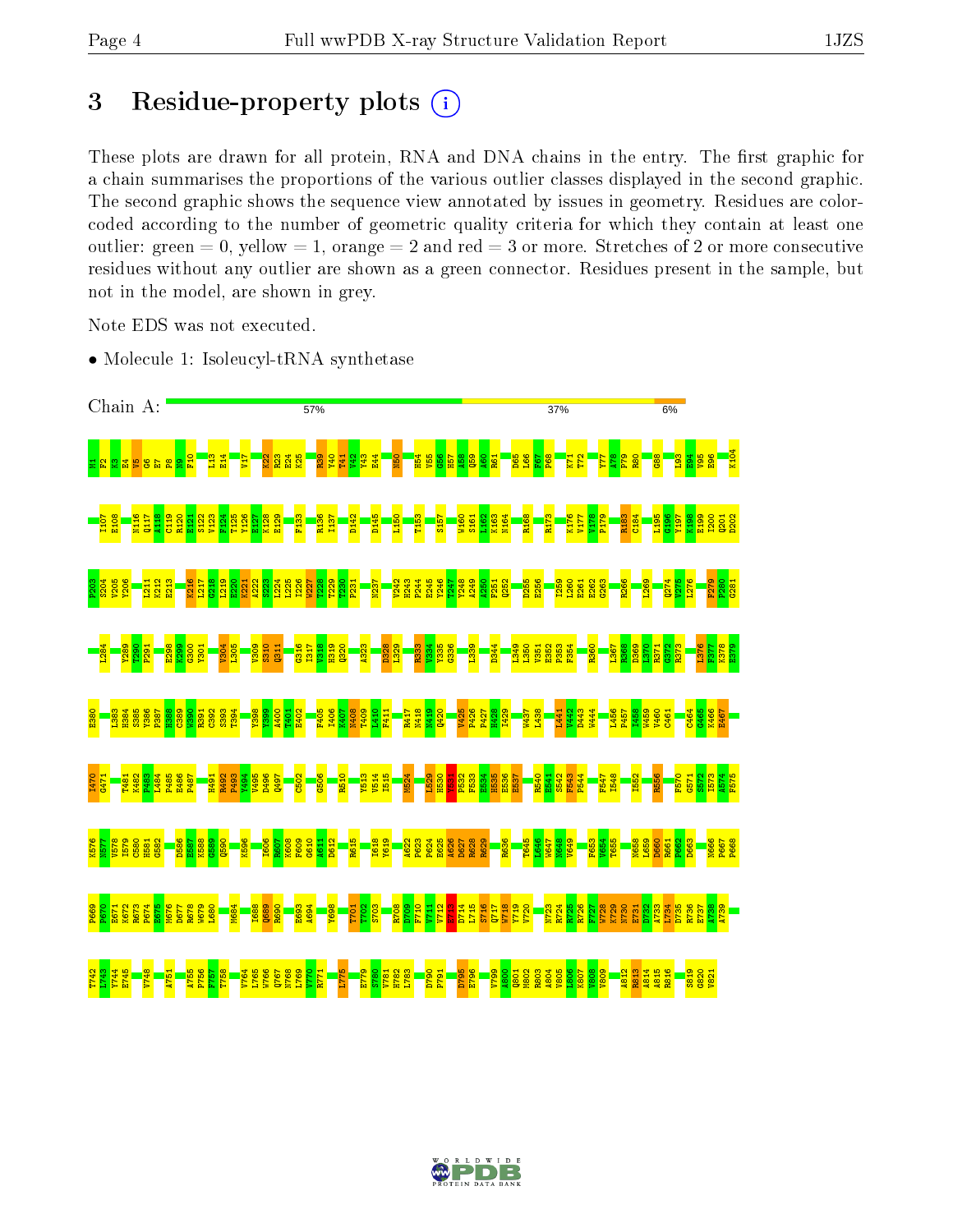# 3 Residue-property plots

These plots are drawn for all protein, RNA and DNA chains in the entry. The first graphic for a chain summarises the proportions of the various outlier classes displayed in the second graphic. The second graphic shows the sequence view annotated by issues in geometry. Residues are color-coded according to the number of geometric quality criteria for which they contain at least one outlier: green = 0, yellow = 1, orange = 2 and red = 3 or more. Stretches of 2 or more consecutive residues without any outlier are shown as a green connector. Residues present in the sample, but not in the model, are shown in grey.

Note EDS was not executed.

- Molecule 1: Isoleucyl-tRNA synthetase

Chain A: 57% 37% 6%

M1 F2 K3 E4 V5 G6 E7 P8 N9 F10 L13 E14 V17 K22 R23 K24 K25 R39 Y40 T41 V42 V43 E44 N50 H54 V55 G56 H57 A58 Q59 A60 R61 D65 L66 F67 F68 K71 T72 Y77 A78 P79 R80 G88 L93 E94 W95 E96 K104

I107 E108 N116 Q117 A118 C119 R120 E121 S122 V123 F124 T125 Y126 E127 K128 E129 F133 R136 I137 D142 D145 L150 T153 S157 W160 S161 L162 K163 N164 R168 R173 K176 V177 V178 P179 R183 C184 L195 G196 Y197 K198 E199 I200 Q201 D202

P203 S204 V205 Y206 L211 K212 E213 K216 L217 G218 L219 E220 K221 A222 S223 L224 L225 I226 W227 T228 T229 P231 N237 V242 H243 P244 E245 Y246 T247 Y248 A249 K250 P251 Q252 D255 E256 I259 L260 E261 E262 G263 R266 L269 Q274 V275 I276 F279 P280 G281

L284 Y289 T290 P291 E298 K299 G300 Y301 V304 L305 Y309 S310 Q311 G316 I317 Y318 H319 Q320 A323 D328 L329 R333 V334 Y335 G336 L339 D344 L349 L350 V351 E352 P353 F354 R360 L367 R368 D369 L370 R371 G372 R373 L376 P377 K378 E379

E380 L383 H384 S385 Y386 P387 H388 C389 W390 R391 C392 S393 T394 Y398 Y399 A400 T401 E402 F405 I406 K407 N408 T409 L410 F411 R417 N418 N419 Q420 V425 P426 P427 E428 I429 W437 L438 L441 V442 D443 W444 L456 P457 I458 W459 V460 C461 C464 G465 K466 E467

I470 G471 T481 K482 P483 L484 P485 E486 P487 H491 R492 P493 Y494 V495 D496 Q497 C502 G506 R510 Y513 V514 I515 N524 L529 H530 M531 P532 F533 G534 H535 E536 E537 R540 E541 S542 F543 P544 F547 I548 I552 R556 F570 G571 S572 I573 A574 F575

K576 N577 V578 I579 C580 H581 G582 D586 E587 K588 G589 Q590 K596 I606 R607 K608 F609 G610 A611 D612 R615 I618 Y619 A622 P623 P624 E625 A626 D627 R628 R629 R636 T645 L646 W647 N648 V649 F653 V654 T655 N658 L659 D660 R661 P662 D663 N666 P667 F668

P669 P670 Y671 K672 R673 P674 E675 M676 D677 R678 W679 L680 M684 I688 Q689 R690 E693 A694 Y698 T701 T702 S703 R708 D709 F710 V711 V712 K713 D714 L715 S716 S717 W718 Y719 V720 N723 R724 R725 R726 F727 W728 K729 N730 E731 D732 A733 L734 D735 R736 E737 A738 A739

T742 L743 Y744 E745 V748 A751 A755 P756 F757 T758 V764 L765 W766 Q767 V768 L769 V770 R771 L775 E779 S780 V781 H782 L783 D790 P791 D795 E796 V799 A800 Q801 M802 R803 A804 V805 L806 K807 V808 V809 A812 R813 A814 A815 R816 S819 G820 V821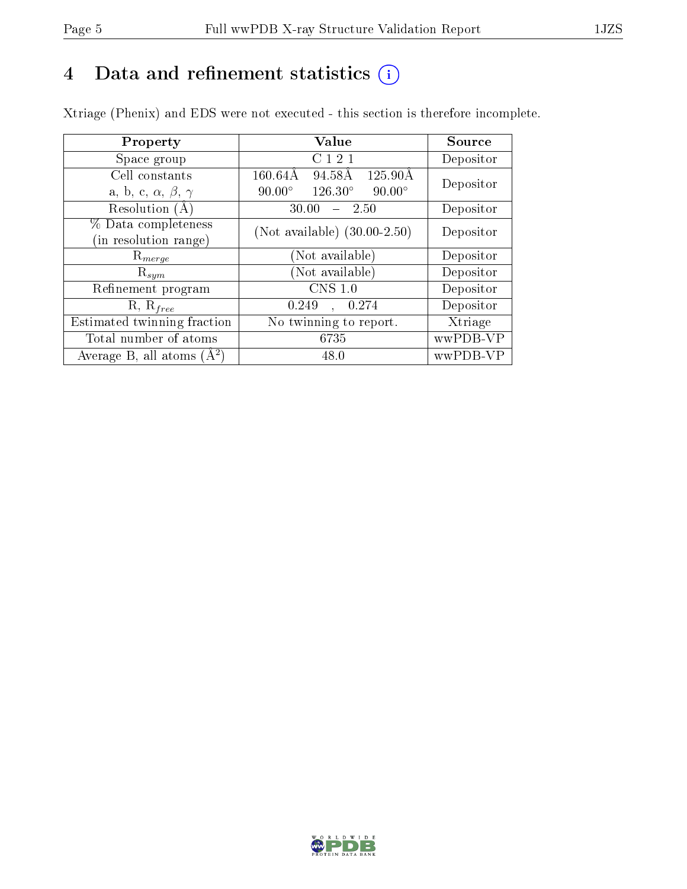# 4 Data and refinement statistics (i)

Xtriage (Phenix) and EDS were not executed - this section is therefore incomplete.

| Property | Value | Source |
|---|---|---|
| Space group | C 1 2 1 | Depositor |
| Cell constants<br>a, b, c, $\alpha$, $\beta$, $\gamma$ | 160.64Å 94.58Å 125.90Å<br>90.00° 126.30° 90.00° | Depositor |
| Resolution (Å) | 30.00 – 2.50 | Depositor |
| % Data completeness<br>(in resolution range) | (Not available) (30.00-2.50) | Depositor |
| $R_{merge}$ | (Not available) | Depositor |
| $R_{sym}$ | (Not available) | Depositor |
| Refinement program | CNS 1.0 | Depositor |
| R, $R_{free}$ | 0.249 , 0.274 | Depositor |
| Estimated twinning fraction | No twinning to report. | Xtriage |
| Total number of atoms | 6735 | wwPDB-VP |
| Average B, all atoms (Å$^2$) | 48.0 | wwPDB-VP |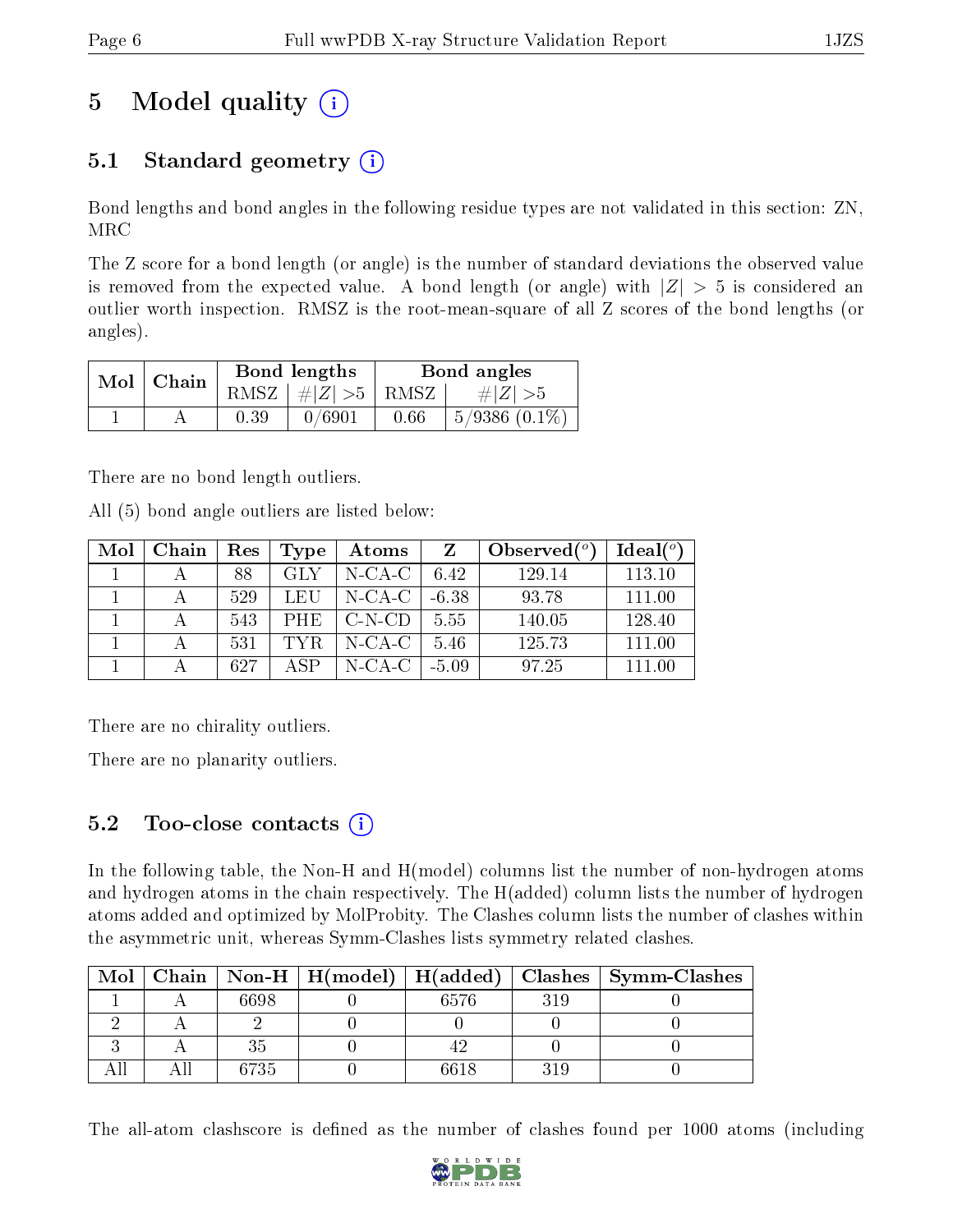# 5 Model quality (i)

## 5.1 Standard geometry (i)

Bond lengths and bond angles in the following residue types are not validated in this section: ZN, MRC

The Z score for a bond length (or angle) is the number of standard deviations the observed value is removed from the expected value. A bond length (or angle) with $|Z| > 5$ is considered an outlier worth inspection. RMSZ is the root-mean-square of all Z scores of the bond lengths (or angles).

| Mol | Chain | Bond lengths | | Bond angles | |
|---|---|---|---|---|---|
| | | RMSZ | $\#|Z| > 5$ | RMSZ | $\#|Z| > 5$ |
| 1 | A | 0.39 | 0/6901 | 0.66 | 5/9386 (0.1%) |

There are no bond length outliers.

All (5) bond angle outliers are listed below:

| Mol | Chain | Res | Type | Atoms | Z | Observed(°) | Ideal(°) |
|---|---|---|---|---|---|---|---|
| 1 | A | 88 | GLY | N-CA-C | 6.42 | 129.14 | 113.10 |
| 1 | A | 529 | LEU | N-CA-C | -6.38 | 93.78 | 111.00 |
| 1 | A | 543 | PHE | C-N-CD | 5.55 | 140.05 | 128.40 |
| 1 | A | 531 | TYR | N-CA-C | 5.46 | 125.73 | 111.00 |
| 1 | A | 627 | ASP | N-CA-C | -5.09 | 97.25 | 111.00 |

There are no chirality outliers.

There are no planarity outliers.

## 5.2 Too-close contacts (i)

In the following table, the Non-H and H(model) columns list the number of non-hydrogen atoms and hydrogen atoms in the chain respectively. The H(added) column lists the number of hydrogen atoms added and optimized by MolProbity. The Clashes column lists the number of clashes within the asymmetric unit, whereas Symm-Clashes lists symmetry related clashes.

| Mol | Chain | Non-H | H(model) | H(added) | Clashes | Symm-Clashes |
|---|---|---|---|---|---|---|
| 1 | A | 6698 | 0 | 6576 | 319 | 0 |
| 2 | A | 2 | 0 | 0 | 0 | 0 |
| 3 | A | 35 | 0 | 42 | 0 | 0 |
| All | All | 6735 | 0 | 6618 | 319 | 0 |

The all-atom clashscore is defined as the number of clashes found per 1000 atoms (including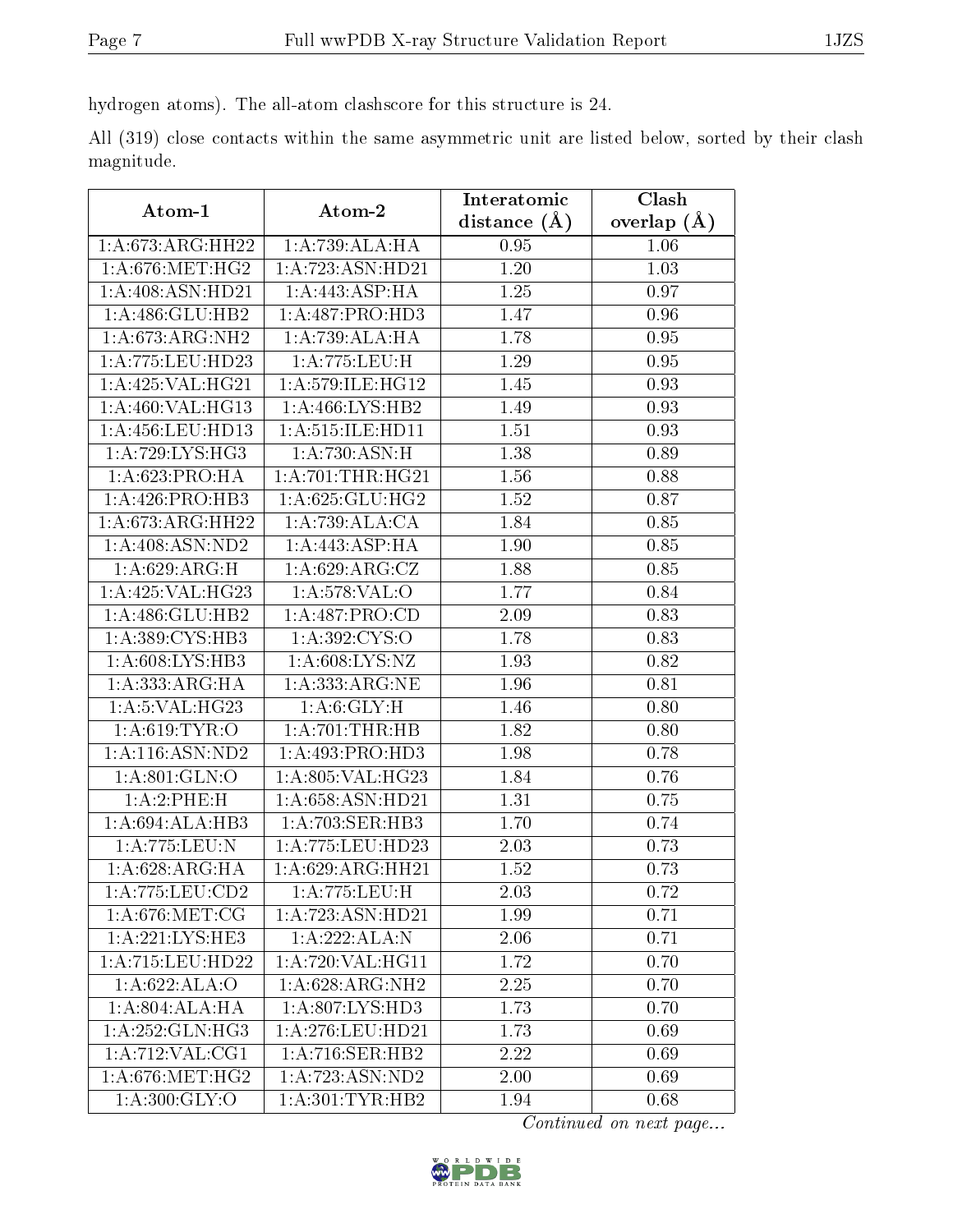hydrogen atoms). The all-atom clashscore for this structure is 24.

All (319) close contacts within the same asymmetric unit are listed below, sorted by their clash magnitude.

| Atom-1 | Atom-2 | Interatomic distance (Å) | Clash overlap (Å) |
|---|---|---|---|
| 1:A:673:ARG:HH22 | 1:A:739:ALA:HA | 0.95 | 1.06 |
| 1:A:676:MET:HG2 | 1:A:723:ASN:HD21 | 1.20 | 1.03 |
| 1:A:408:ASN:HD21 | 1:A:443:ASP:HA | 1.25 | 0.97 |
| 1:A:486:GLU:HB2 | 1:A:487:PRO:HD3 | 1.47 | 0.96 |
| 1:A:673:ARG:NH2 | 1:A:739:ALA:HA | 1.78 | 0.95 |
| 1:A:775:LEU:HD23 | 1:A:775:LEU:H | 1.29 | 0.95 |
| 1:A:425:VAL:HG21 | 1:A:579:ILE:HG12 | 1.45 | 0.93 |
| 1:A:460:VAL:HG13 | 1:A:466:LYS:HB2 | 1.49 | 0.93 |
| 1:A:456:LEU:HD13 | 1:A:515:ILE:HD11 | 1.51 | 0.93 |
| 1:A:729:LYS:HG3 | 1:A:730:ASN:H | 1.38 | 0.89 |
| 1:A:623:PRO:HA | 1:A:701:THR:HG21 | 1.56 | 0.88 |
| 1:A:426:PRO:HB3 | 1:A:625:GLU:HG2 | 1.52 | 0.87 |
| 1:A:673:ARG:HH22 | 1:A:739:ALA:CA | 1.84 | 0.85 |
| 1:A:408:ASN:ND2 | 1:A:443:ASP:HA | 1.90 | 0.85 |
| 1:A:629:ARG:H | 1:A:629:ARG:CZ | 1.88 | 0.85 |
| 1:A:425:VAL:HG23 | 1:A:578:VAL:O | 1.77 | 0.84 |
| 1:A:486:GLU:HB2 | 1:A:487:PRO:CD | 2.09 | 0.83 |
| 1:A:389:CYS:HB3 | 1:A:392:CYS:O | 1.78 | 0.83 |
| 1:A:608:LYS:HB3 | 1:A:608:LYS:NZ | 1.93 | 0.82 |
| 1:A:333:ARG:HA | 1:A:333:ARG:NE | 1.96 | 0.81 |
| 1:A:5:VAL:HG23 | 1:A:6:GLY:H | 1.46 | 0.80 |
| 1:A:619:TYR:O | 1:A:701:THR:HB | 1.82 | 0.80 |
| 1:A:116:ASN:ND2 | 1:A:493:PRO:HD3 | 1.98 | 0.78 |
| 1:A:801:GLN:O | 1:A:805:VAL:HG23 | 1.84 | 0.76 |
| 1:A:2:PHE:H | 1:A:658:ASN:HD21 | 1.31 | 0.75 |
| 1:A:694:ALA:HB3 | 1:A:703:SER:HB3 | 1.70 | 0.74 |
| 1:A:775:LEU:N | 1:A:775:LEU:HD23 | 2.03 | 0.73 |
| 1:A:628:ARG:HA | 1:A:629:ARG:HH21 | 1.52 | 0.73 |
| 1:A:775:LEU:CD2 | 1:A:775:LEU:H | 2.03 | 0.72 |
| 1:A:676:MET:CG | 1:A:723:ASN:HD21 | 1.99 | 0.71 |
| 1:A:221:LYS:HE3 | 1:A:222:ALA:N | 2.06 | 0.71 |
| 1:A:715:LEU:HD22 | 1:A:720:VAL:HG11 | 1.72 | 0.70 |
| 1:A:622:ALA:O | 1:A:628:ARG:NH2 | 2.25 | 0.70 |
| 1:A:804:ALA:HA | 1:A:807:LYS:HD3 | 1.73 | 0.70 |
| 1:A:252:GLN:HG3 | 1:A:276:LEU:HD21 | 1.73 | 0.69 |
| 1:A:712:VAL:CG1 | 1:A:716:SER:HB2 | 2.22 | 0.69 |
| 1:A:676:MET:HG2 | 1:A:723:ASN:ND2 | 2.00 | 0.69 |
| 1:A:300:GLY:O | 1:A:301:TYR:HB2 | 1.94 | 0.68 |

*Continued on next page...*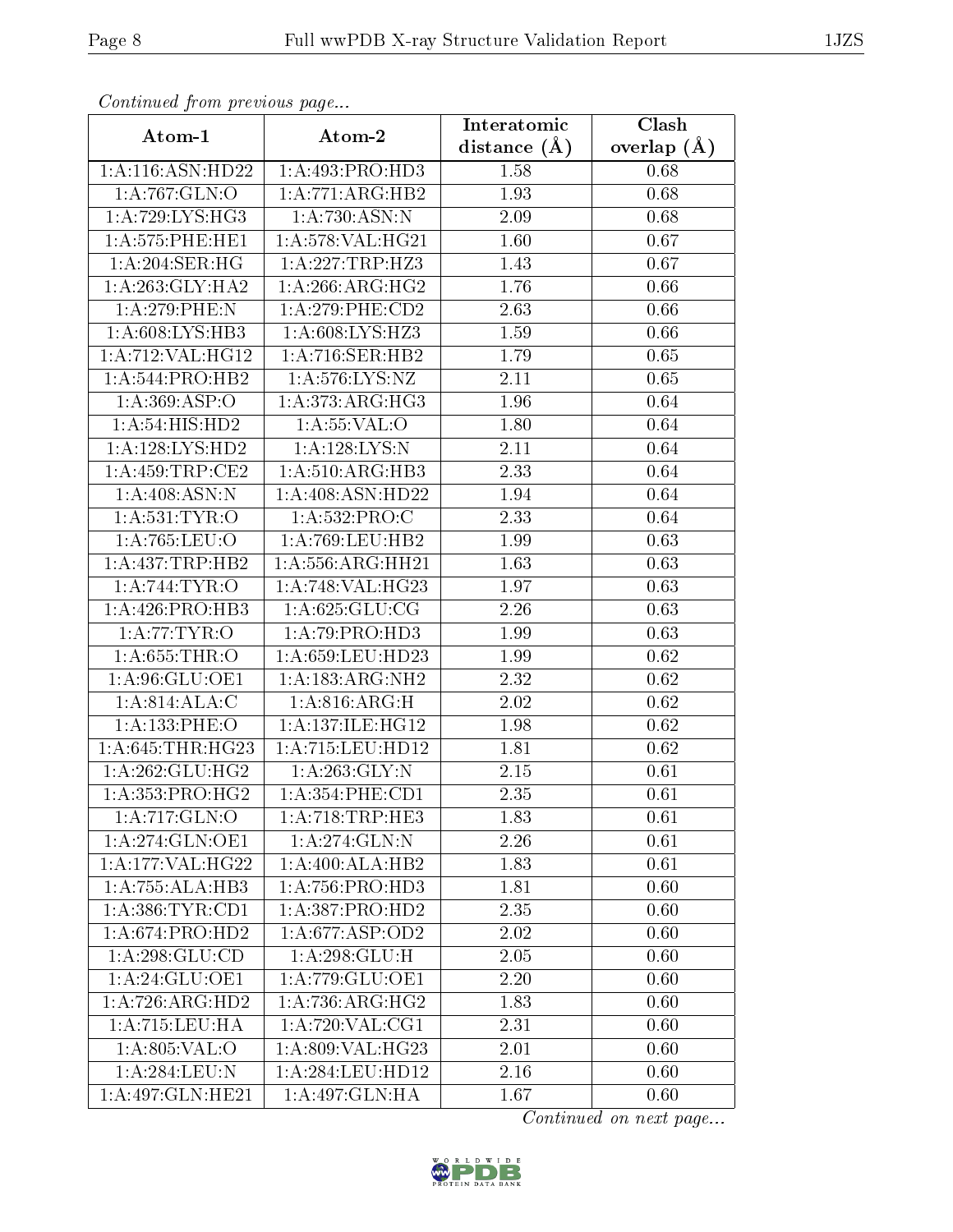*Continued from previous page...*

| Atom-1 | Atom-2 | Interatomic distance (Å) | Clash overlap (Å) |
|---|---|---|---|
| 1:A:116:ASN:HD22 | 1:A:493:PRO:HD3 | 1.58 | 0.68 |
| 1:A:767:GLN:O | 1:A:771:ARG:HB2 | 1.93 | 0.68 |
| 1:A:729:LYS:HG3 | 1:A:730:ASN:N | 2.09 | 0.68 |
| 1:A:575:PHE:HE1 | 1:A:578:VAL:HG21 | 1.60 | 0.67 |
| 1:A:204:SER:HG | 1:A:227:TRP:HZ3 | 1.43 | 0.67 |
| 1:A:263:GLY:HA2 | 1:A:266:ARG:HG2 | 1.76 | 0.66 |
| 1:A:279:PHE:N | 1:A:279:PHE:CD2 | 2.63 | 0.66 |
| 1:A:608:LYS:HB3 | 1:A:608:LYS:HZ3 | 1.59 | 0.66 |
| 1:A:712:VAL:HG12 | 1:A:716:SER:HB2 | 1.79 | 0.65 |
| 1:A:544:PRO:HB2 | 1:A:576:LYS:NZ | 2.11 | 0.65 |
| 1:A:369:ASP:O | 1:A:373:ARG:HG3 | 1.96 | 0.64 |
| 1:A:54:HIS:HD2 | 1:A:55:VAL:O | 1.80 | 0.64 |
| 1:A:128:LYS:HD2 | 1:A:128:LYS:N | 2.11 | 0.64 |
| 1:A:459:TRP:CE2 | 1:A:510:ARG:HB3 | 2.33 | 0.64 |
| 1:A:408:ASN:N | 1:A:408:ASN:HD22 | 1.94 | 0.64 |
| 1:A:531:TYR:O | 1:A:532:PRO:C | 2.33 | 0.64 |
| 1:A:765:LEU:O | 1:A:769:LEU:HB2 | 1.99 | 0.63 |
| 1:A:437:TRP:HB2 | 1:A:556:ARG:HH21 | 1.63 | 0.63 |
| 1:A:744:TYR:O | 1:A:748:VAL:HG23 | 1.97 | 0.63 |
| 1:A:426:PRO:HB3 | 1:A:625:GLU:CG | 2.26 | 0.63 |
| 1:A:77:TYR:O | 1:A:79:PRO:HD3 | 1.99 | 0.63 |
| 1:A:655:THR:O | 1:A:659:LEU:HD23 | 1.99 | 0.62 |
| 1:A:96:GLU:OE1 | 1:A:183:ARG:NH2 | 2.32 | 0.62 |
| 1:A:814:ALA:C | 1:A:816:ARG:H | 2.02 | 0.62 |
| 1:A:133:PHE:O | 1:A:137:ILE:HG12 | 1.98 | 0.62 |
| 1:A:645:THR:HG23 | 1:A:715:LEU:HD12 | 1.81 | 0.62 |
| 1:A:262:GLU:HG2 | 1:A:263:GLY:N | 2.15 | 0.61 |
| 1:A:353:PRO:HG2 | 1:A:354:PHE:CD1 | 2.35 | 0.61 |
| 1:A:717:GLN:O | 1:A:718:TRP:HE3 | 1.83 | 0.61 |
| 1:A:274:GLN:OE1 | 1:A:274:GLN:N | 2.26 | 0.61 |
| 1:A:177:VAL:HG22 | 1:A:400:ALA:HB2 | 1.83 | 0.61 |
| 1:A:755:ALA:HB3 | 1:A:756:PRO:HD3 | 1.81 | 0.60 |
| 1:A:386:TYR:CD1 | 1:A:387:PRO:HD2 | 2.35 | 0.60 |
| 1:A:674:PRO:HD2 | 1:A:677:ASP:OD2 | 2.02 | 0.60 |
| 1:A:298:GLU:CD | 1:A:298:GLU:H | 2.05 | 0.60 |
| 1:A:24:GLU:OE1 | 1:A:779:GLU:OE1 | 2.20 | 0.60 |
| 1:A:726:ARG:HD2 | 1:A:736:ARG:HG2 | 1.83 | 0.60 |
| 1:A:715:LEU:HA | 1:A:720:VAL:CG1 | 2.31 | 0.60 |
| 1:A:805:VAL:O | 1:A:809:VAL:HG23 | 2.01 | 0.60 |
| 1:A:284:LEU:N | 1:A:284:LEU:HD12 | 2.16 | 0.60 |
| 1:A:497:GLN:HE21 | 1:A:497:GLN:HA | 1.67 | 0.60 |

*Continued on next page...*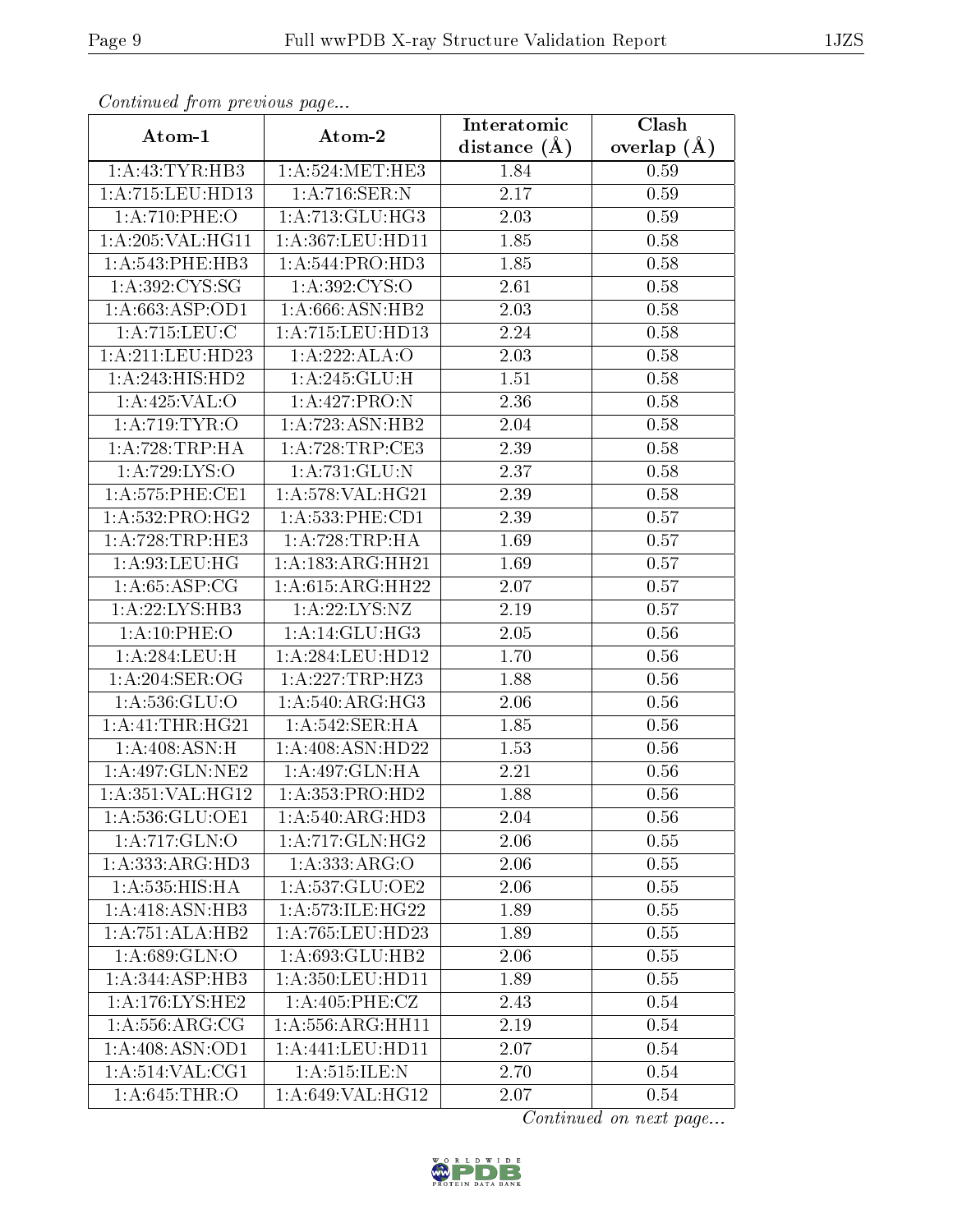*Continued from previous page...*

| Atom-1 | Atom-2 | Interatomic distance (Å) | Clash overlap (Å) |
|---|---|---|---|
| 1:A:43:TYR:HB3 | 1:A:524:MET:HE3 | 1.84 | 0.59 |
| 1:A:715:LEU:HD13 | 1:A:716:SER:N | 2.17 | 0.59 |
| 1:A:710:PHE:O | 1:A:713:GLU:HG3 | 2.03 | 0.59 |
| 1:A:205:VAL:HG11 | 1:A:367:LEU:HD11 | 1.85 | 0.58 |
| 1:A:543:PHE:HB3 | 1:A:544:PRO:HD3 | 1.85 | 0.58 |
| 1:A:392:CYS:SG | 1:A:392:CYS:O | 2.61 | 0.58 |
| 1:A:663:ASP:OD1 | 1:A:666:ASN:HB2 | 2.03 | 0.58 |
| 1:A:715:LEU:C | 1:A:715:LEU:HD13 | 2.24 | 0.58 |
| 1:A:211:LEU:HD23 | 1:A:222:ALA:O | 2.03 | 0.58 |
| 1:A:243:HIS:HD2 | 1:A:245:GLU:H | 1.51 | 0.58 |
| 1:A:425:VAL:O | 1:A:427:PRO:N | 2.36 | 0.58 |
| 1:A:719:TYR:O | 1:A:723:ASN:HB2 | 2.04 | 0.58 |
| 1:A:728:TRP:HA | 1:A:728:TRP:CE3 | 2.39 | 0.58 |
| 1:A:729:LYS:O | 1:A:731:GLU:N | 2.37 | 0.58 |
| 1:A:575:PHE:CE1 | 1:A:578:VAL:HG21 | 2.39 | 0.58 |
| 1:A:532:PRO:HG2 | 1:A:533:PHE:CD1 | 2.39 | 0.57 |
| 1:A:728:TRP:HE3 | 1:A:728:TRP:HA | 1.69 | 0.57 |
| 1:A:93:LEU:HG | 1:A:183:ARG:HH21 | 1.69 | 0.57 |
| 1:A:65:ASP:CG | 1:A:615:ARG:HH22 | 2.07 | 0.57 |
| 1:A:22:LYS:HB3 | 1:A:22:LYS:NZ | 2.19 | 0.57 |
| 1:A:10:PHE:O | 1:A:14:GLU:HG3 | 2.05 | 0.56 |
| 1:A:284:LEU:H | 1:A:284:LEU:HD12 | 1.70 | 0.56 |
| 1:A:204:SER:OG | 1:A:227:TRP:HZ3 | 1.88 | 0.56 |
| 1:A:536:GLU:O | 1:A:540:ARG:HG3 | 2.06 | 0.56 |
| 1:A:41:THR:HG21 | 1:A:542:SER:HA | 1.85 | 0.56 |
| 1:A:408:ASN:H | 1:A:408:ASN:HD22 | 1.53 | 0.56 |
| 1:A:497:GLN:NE2 | 1:A:497:GLN:HA | 2.21 | 0.56 |
| 1:A:351:VAL:HG12 | 1:A:353:PRO:HD2 | 1.88 | 0.56 |
| 1:A:536:GLU:OE1 | 1:A:540:ARG:HD3 | 2.04 | 0.56 |
| 1:A:717:GLN:O | 1:A:717:GLN:HG2 | 2.06 | 0.55 |
| 1:A:333:ARG:HD3 | 1:A:333:ARG:O | 2.06 | 0.55 |
| 1:A:535:HIS:HA | 1:A:537:GLU:OE2 | 2.06 | 0.55 |
| 1:A:418:ASN:HB3 | 1:A:573:ILE:HG22 | 1.89 | 0.55 |
| 1:A:751:ALA:HB2 | 1:A:765:LEU:HD23 | 1.89 | 0.55 |
| 1:A:689:GLN:O | 1:A:693:GLU:HB2 | 2.06 | 0.55 |
| 1:A:344:ASP:HB3 | 1:A:350:LEU:HD11 | 1.89 | 0.55 |
| 1:A:176:LYS:HE2 | 1:A:405:PHE:CZ | 2.43 | 0.54 |
| 1:A:556:ARG:CG | 1:A:556:ARG:HH11 | 2.19 | 0.54 |
| 1:A:408:ASN:OD1 | 1:A:441:LEU:HD11 | 2.07 | 0.54 |
| 1:A:514:VAL:CG1 | 1:A:515:ILE:N | 2.70 | 0.54 |
| 1:A:645:THR:O | 1:A:649:VAL:HG12 | 2.07 | 0.54 |

*Continued on next page...*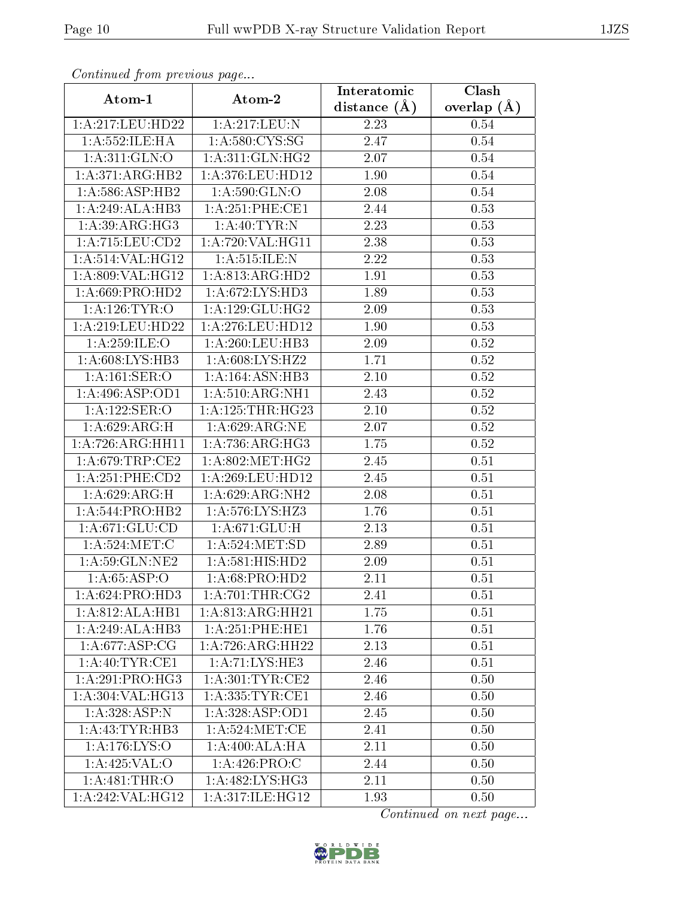*Continued from previous page...*

| Atom-1 | Atom-2 | Interatomic distance (Å) | Clash overlap (Å) |
|---|---|---|---|
| 1:A:217:LEU:HD22 | 1:A:217:LEU:N | 2.23 | 0.54 |
| 1:A:552:ILE:HA | 1:A:580:CYS:SG | 2.47 | 0.54 |
| 1:A:311:GLN:O | 1:A:311:GLN:HG2 | 2.07 | 0.54 |
| 1:A:371:ARG:HB2 | 1:A:376:LEU:HD12 | 1.90 | 0.54 |
| 1:A:586:ASP:HB2 | 1:A:590:GLN:O | 2.08 | 0.54 |
| 1:A:249:ALA:HB3 | 1:A:251:PHE:CE1 | 2.44 | 0.53 |
| 1:A:39:ARG:HG3 | 1:A:40:TYR:N | 2.23 | 0.53 |
| 1:A:715:LEU:CD2 | 1:A:720:VAL:HG11 | 2.38 | 0.53 |
| 1:A:514:VAL:HG12 | 1:A:515:ILE:N | 2.22 | 0.53 |
| 1:A:809:VAL:HG12 | 1:A:813:ARG:HD2 | 1.91 | 0.53 |
| 1:A:669:PRO:HD2 | 1:A:672:LYS:HD3 | 1.89 | 0.53 |
| 1:A:126:TYR:O | 1:A:129:GLU:HG2 | 2.09 | 0.53 |
| 1:A:219:LEU:HD22 | 1:A:276:LEU:HD12 | 1.90 | 0.53 |
| 1:A:259:ILE:O | 1:A:260:LEU:HB3 | 2.09 | 0.52 |
| 1:A:608:LYS:HB3 | 1:A:608:LYS:HZ2 | 1.71 | 0.52 |
| 1:A:161:SER:O | 1:A:164:ASN:HB3 | 2.10 | 0.52 |
| 1:A:496:ASP:OD1 | 1:A:510:ARG:NH1 | 2.43 | 0.52 |
| 1:A:122:SER:O | 1:A:125:THR:HG23 | 2.10 | 0.52 |
| 1:A:629:ARG:H | 1:A:629:ARG:NE | 2.07 | 0.52 |
| 1:A:726:ARG:HH11 | 1:A:736:ARG:HG3 | 1.75 | 0.52 |
| 1:A:679:TRP:CE2 | 1:A:802:MET:HG2 | 2.45 | 0.51 |
| 1:A:251:PHE:CD2 | 1:A:269:LEU:HD12 | 2.45 | 0.51 |
| 1:A:629:ARG:H | 1:A:629:ARG:NH2 | 2.08 | 0.51 |
| 1:A:544:PRO:HB2 | 1:A:576:LYS:HZ3 | 1.76 | 0.51 |
| 1:A:671:GLU:CD | 1:A:671:GLU:H | 2.13 | 0.51 |
| 1:A:524:MET:C | 1:A:524:MET:SD | 2.89 | 0.51 |
| 1:A:59:GLN:NE2 | 1:A:581:HIS:HD2 | 2.09 | 0.51 |
| 1:A:65:ASP:O | 1:A:68:PRO:HD2 | 2.11 | 0.51 |
| 1:A:624:PRO:HD3 | 1:A:701:THR:CG2 | 2.41 | 0.51 |
| 1:A:812:ALA:HB1 | 1:A:813:ARG:HH21 | 1.75 | 0.51 |
| 1:A:249:ALA:HB3 | 1:A:251:PHE:HE1 | 1.76 | 0.51 |
| 1:A:677:ASP:CG | 1:A:726:ARG:HH22 | 2.13 | 0.51 |
| 1:A:40:TYR:CE1 | 1:A:71:LYS:HE3 | 2.46 | 0.51 |
| 1:A:291:PRO:HG3 | 1:A:301:TYR:CE2 | 2.46 | 0.50 |
| 1:A:304:VAL:HG13 | 1:A:335:TYR:CE1 | 2.46 | 0.50 |
| 1:A:328:ASP:N | 1:A:328:ASP:OD1 | 2.45 | 0.50 |
| 1:A:43:TYR:HB3 | 1:A:524:MET:CE | 2.41 | 0.50 |
| 1:A:176:LYS:O | 1:A:400:ALA:HA | 2.11 | 0.50 |
| 1:A:425:VAL:O | 1:A:426:PRO:C | 2.44 | 0.50 |
| 1:A:481:THR:O | 1:A:482:LYS:HG3 | 2.11 | 0.50 |
| 1:A:242:VAL:HG12 | 1:A:317:ILE:HG12 | 1.93 | 0.50 |

*Continued on next page...*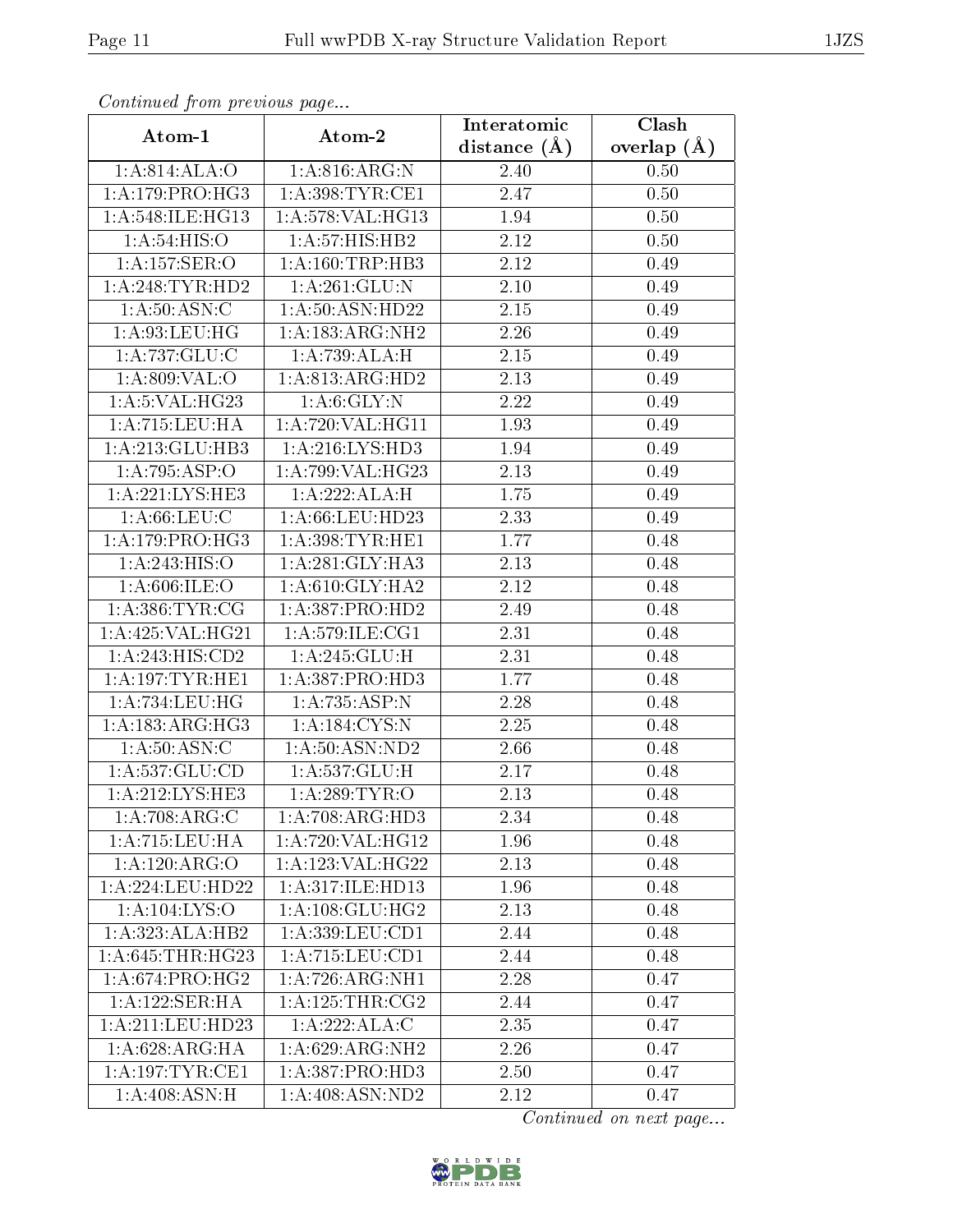*Continued from previous page...*

| Atom-1 | Atom-2 | Interatomic distance (Å) | Clash overlap (Å) |
|---|---|---|---|
| 1:A:814:ALA:O | 1:A:816:ARG:N | 2.40 | 0.50 |
| 1:A:179:PRO:HG3 | 1:A:398:TYR:CE1 | 2.47 | 0.50 |
| 1:A:548:ILE:HG13 | 1:A:578:VAL:HG13 | 1.94 | 0.50 |
| 1:A:54:HIS:O | 1:A:57:HIS:HB2 | 2.12 | 0.50 |
| 1:A:157:SER:O | 1:A:160:TRP:HB3 | 2.12 | 0.49 |
| 1:A:248:TYR:HD2 | 1:A:261:GLU:N | 2.10 | 0.49 |
| 1:A:50:ASN:C | 1:A:50:ASN:HD22 | 2.15 | 0.49 |
| 1:A:93:LEU:HG | 1:A:183:ARG:NH2 | 2.26 | 0.49 |
| 1:A:737:GLU:C | 1:A:739:ALA:H | 2.15 | 0.49 |
| 1:A:809:VAL:O | 1:A:813:ARG:HD2 | 2.13 | 0.49 |
| 1:A:5:VAL:HG23 | 1:A:6:GLY:N | 2.22 | 0.49 |
| 1:A:715:LEU:HA | 1:A:720:VAL:HG11 | 1.93 | 0.49 |
| 1:A:213:GLU:HB3 | 1:A:216:LYS:HD3 | 1.94 | 0.49 |
| 1:A:795:ASP:O | 1:A:799:VAL:HG23 | 2.13 | 0.49 |
| 1:A:221:LYS:HE3 | 1:A:222:ALA:H | 1.75 | 0.49 |
| 1:A:66:LEU:C | 1:A:66:LEU:HD23 | 2.33 | 0.49 |
| 1:A:179:PRO:HG3 | 1:A:398:TYR:HE1 | 1.77 | 0.48 |
| 1:A:243:HIS:O | 1:A:281:GLY:HA3 | 2.13 | 0.48 |
| 1:A:606:ILE:O | 1:A:610:GLY:HA2 | 2.12 | 0.48 |
| 1:A:386:TYR:CG | 1:A:387:PRO:HD2 | 2.49 | 0.48 |
| 1:A:425:VAL:HG21 | 1:A:579:ILE:CG1 | 2.31 | 0.48 |
| 1:A:243:HIS:CD2 | 1:A:245:GLU:H | 2.31 | 0.48 |
| 1:A:197:TYR:HE1 | 1:A:387:PRO:HD3 | 1.77 | 0.48 |
| 1:A:734:LEU:HG | 1:A:735:ASP:N | 2.28 | 0.48 |
| 1:A:183:ARG:HG3 | 1:A:184:CYS:N | 2.25 | 0.48 |
| 1:A:50:ASN:C | 1:A:50:ASN:ND2 | 2.66 | 0.48 |
| 1:A:537:GLU:CD | 1:A:537:GLU:H | 2.17 | 0.48 |
| 1:A:212:LYS:HE3 | 1:A:289:TYR:O | 2.13 | 0.48 |
| 1:A:708:ARG:C | 1:A:708:ARG:HD3 | 2.34 | 0.48 |
| 1:A:715:LEU:HA | 1:A:720:VAL:HG12 | 1.96 | 0.48 |
| 1:A:120:ARG:O | 1:A:123:VAL:HG22 | 2.13 | 0.48 |
| 1:A:224:LEU:HD22 | 1:A:317:ILE:HD13 | 1.96 | 0.48 |
| 1:A:104:LYS:O | 1:A:108:GLU:HG2 | 2.13 | 0.48 |
| 1:A:323:ALA:HB2 | 1:A:339:LEU:CD1 | 2.44 | 0.48 |
| 1:A:645:THR:HG23 | 1:A:715:LEU:CD1 | 2.44 | 0.48 |
| 1:A:674:PRO:HG2 | 1:A:726:ARG:NH1 | 2.28 | 0.47 |
| 1:A:122:SER:HA | 1:A:125:THR:CG2 | 2.44 | 0.47 |
| 1:A:211:LEU:HD23 | 1:A:222:ALA:C | 2.35 | 0.47 |
| 1:A:628:ARG:HA | 1:A:629:ARG:NH2 | 2.26 | 0.47 |
| 1:A:197:TYR:CE1 | 1:A:387:PRO:HD3 | 2.50 | 0.47 |
| 1:A:408:ASN:H | 1:A:408:ASN:ND2 | 2.12 | 0.47 |

*Continued on next page...*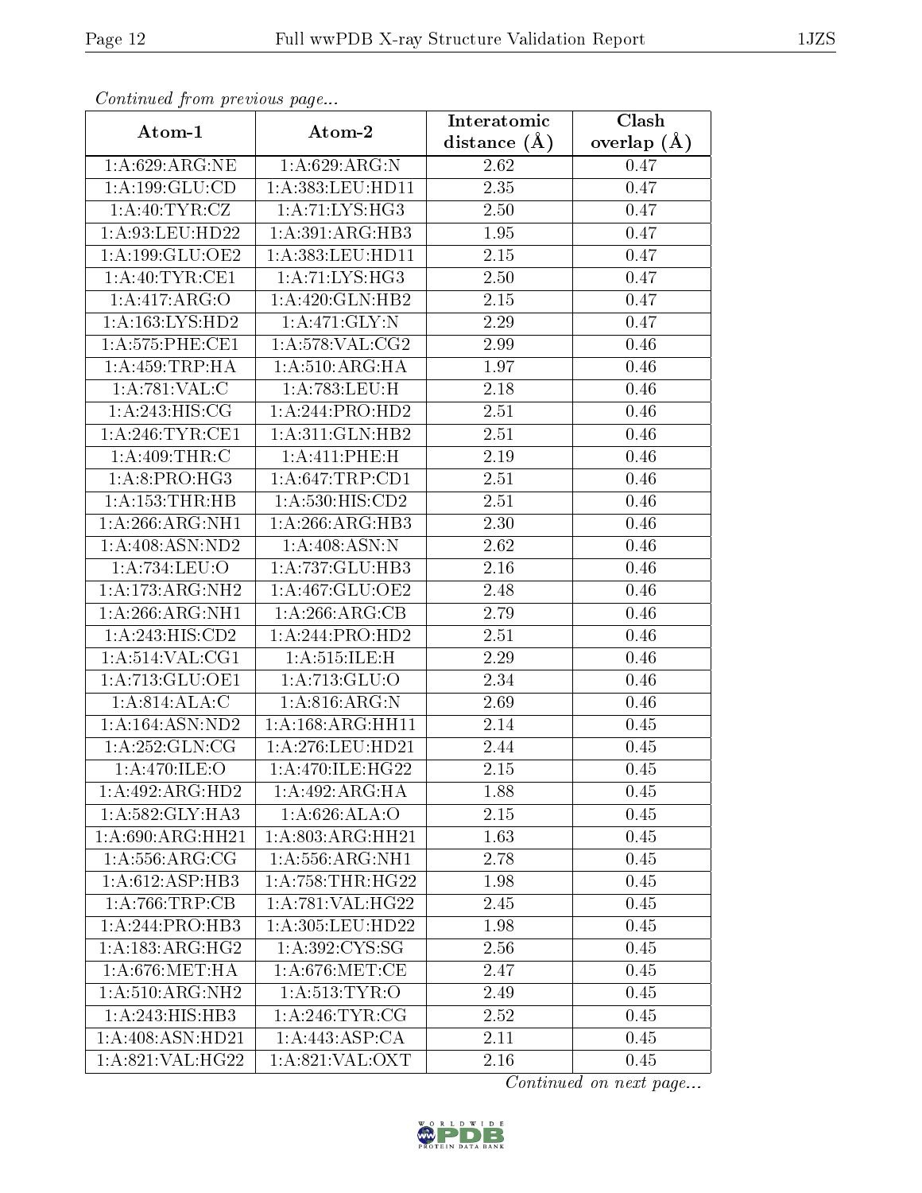*Continued from previous page...*

| Atom-1 | Atom-2 | Interatomic distance (Å) | Clash overlap (Å) |
|---|---|---|---|
| 1:A:629:ARG:NE | 1:A:629:ARG:N | 2.62 | 0.47 |
| 1:A:199:GLU:CD | 1:A:383:LEU:HD11 | 2.35 | 0.47 |
| 1:A:40:TYR:CZ | 1:A:71:LYS:HG3 | 2.50 | 0.47 |
| 1:A:93:LEU:HD22 | 1:A:391:ARG:HB3 | 1.95 | 0.47 |
| 1:A:199:GLU:OE2 | 1:A:383:LEU:HD11 | 2.15 | 0.47 |
| 1:A:40:TYR:CE1 | 1:A:71:LYS:HG3 | 2.50 | 0.47 |
| 1:A:417:ARG:O | 1:A:420:GLN:HB2 | 2.15 | 0.47 |
| 1:A:163:LYS:HD2 | 1:A:471:GLY:N | 2.29 | 0.47 |
| 1:A:575:PHE:CE1 | 1:A:578:VAL:CG2 | 2.99 | 0.46 |
| 1:A:459:TRP:HA | 1:A:510:ARG:HA | 1.97 | 0.46 |
| 1:A:781:VAL:C | 1:A:783:LEU:H | 2.18 | 0.46 |
| 1:A:243:HIS:CG | 1:A:244:PRO:HD2 | 2.51 | 0.46 |
| 1:A:246:TYR:CE1 | 1:A:311:GLN:HB2 | 2.51 | 0.46 |
| 1:A:409:THR:C | 1:A:411:PHE:H | 2.19 | 0.46 |
| 1:A:8:PRO:HG3 | 1:A:647:TRP:CD1 | 2.51 | 0.46 |
| 1:A:153:THR:HB | 1:A:530:HIS:CD2 | 2.51 | 0.46 |
| 1:A:266:ARG:NH1 | 1:A:266:ARG:HB3 | 2.30 | 0.46 |
| 1:A:408:ASN:ND2 | 1:A:408:ASN:N | 2.62 | 0.46 |
| 1:A:734:LEU:O | 1:A:737:GLU:HB3 | 2.16 | 0.46 |
| 1:A:173:ARG:NH2 | 1:A:467:GLU:OE2 | 2.48 | 0.46 |
| 1:A:266:ARG:NH1 | 1:A:266:ARG:CB | 2.79 | 0.46 |
| 1:A:243:HIS:CD2 | 1:A:244:PRO:HD2 | 2.51 | 0.46 |
| 1:A:514:VAL:CG1 | 1:A:515:ILE:H | 2.29 | 0.46 |
| 1:A:713:GLU:OE1 | 1:A:713:GLU:O | 2.34 | 0.46 |
| 1:A:814:ALA:C | 1:A:816:ARG:N | 2.69 | 0.46 |
| 1:A:164:ASN:ND2 | 1:A:168:ARG:HH11 | 2.14 | 0.45 |
| 1:A:252:GLN:CG | 1:A:276:LEU:HD21 | 2.44 | 0.45 |
| 1:A:470:ILE:O | 1:A:470:ILE:HG22 | 2.15 | 0.45 |
| 1:A:492:ARG:HD2 | 1:A:492:ARG:HA | 1.88 | 0.45 |
| 1:A:582:GLY:HA3 | 1:A:626:ALA:O | 2.15 | 0.45 |
| 1:A:690:ARG:HH21 | 1:A:803:ARG:HH21 | 1.63 | 0.45 |
| 1:A:556:ARG:CG | 1:A:556:ARG:NH1 | 2.78 | 0.45 |
| 1:A:612:ASP:HB3 | 1:A:758:THR:HG22 | 1.98 | 0.45 |
| 1:A:766:TRP:CB | 1:A:781:VAL:HG22 | 2.45 | 0.45 |
| 1:A:244:PRO:HB3 | 1:A:305:LEU:HD22 | 1.98 | 0.45 |
| 1:A:183:ARG:HG2 | 1:A:392:CYS:SG | 2.56 | 0.45 |
| 1:A:676:MET:HA | 1:A:676:MET:CE | 2.47 | 0.45 |
| 1:A:510:ARG:NH2 | 1:A:513:TYR:O | 2.49 | 0.45 |
| 1:A:243:HIS:HB3 | 1:A:246:TYR:CG | 2.52 | 0.45 |
| 1:A:408:ASN:HD21 | 1:A:443:ASP:CA | 2.11 | 0.45 |
| 1:A:821:VAL:HG22 | 1:A:821:VAL:OXT | 2.16 | 0.45 |

*Continued on next page...*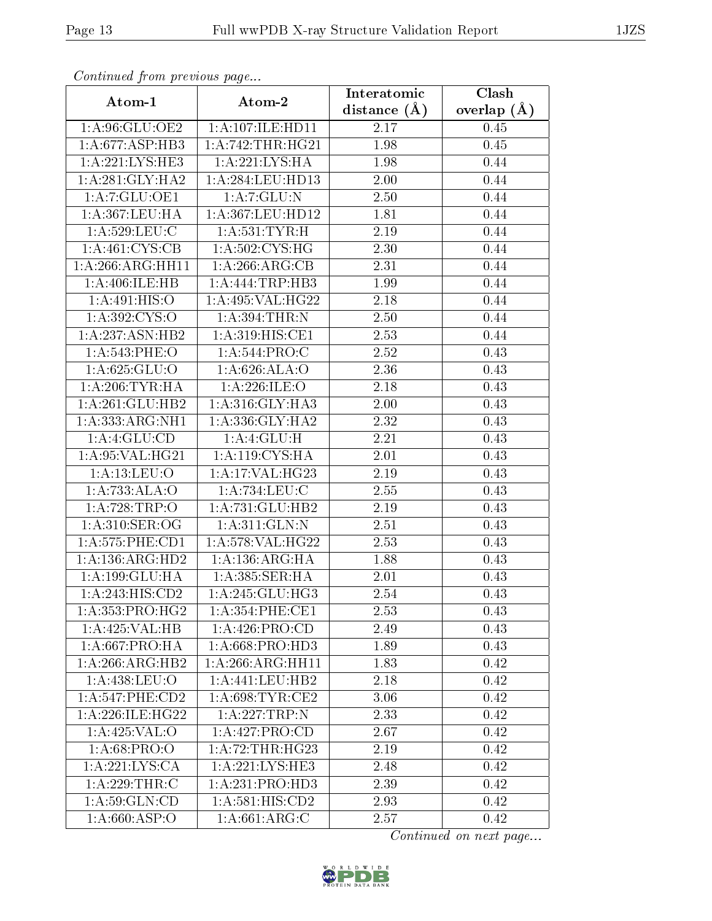*Continued from previous page...*

| Atom-1 | Atom-2 | Interatomic distance (Å) | Clash overlap (Å) |
|---|---|---|---|
| 1:A:96:GLU:OE2 | 1:A:107:ILE:HD11 | 2.17 | 0.45 |
| 1:A:677:ASP:HB3 | 1:A:742:THR:HG21 | 1.98 | 0.45 |
| 1:A:221:LYS:HE3 | 1:A:221:LYS:HA | 1.98 | 0.44 |
| 1:A:281:GLY:HA2 | 1:A:284:LEU:HD13 | 2.00 | 0.44 |
| 1:A:7:GLU:OE1 | 1:A:7:GLU:N | 2.50 | 0.44 |
| 1:A:367:LEU:HA | 1:A:367:LEU:HD12 | 1.81 | 0.44 |
| 1:A:529:LEU:C | 1:A:531:TYR:H | 2.19 | 0.44 |
| 1:A:461:CYS:CB | 1:A:502:CYS:HG | 2.30 | 0.44 |
| 1:A:266:ARG:HH11 | 1:A:266:ARG:CB | 2.31 | 0.44 |
| 1:A:406:ILE:HB | 1:A:444:TRP:HB3 | 1.99 | 0.44 |
| 1:A:491:HIS:O | 1:A:495:VAL:HG22 | 2.18 | 0.44 |
| 1:A:392:CYS:O | 1:A:394:THR:N | 2.50 | 0.44 |
| 1:A:237:ASN:HB2 | 1:A:319:HIS:CE1 | 2.53 | 0.44 |
| 1:A:543:PHE:O | 1:A:544:PRO:C | 2.52 | 0.43 |
| 1:A:625:GLU:O | 1:A:626:ALA:O | 2.36 | 0.43 |
| 1:A:206:TYR:HA | 1:A:226:ILE:O | 2.18 | 0.43 |
| 1:A:261:GLU:HB2 | 1:A:316:GLY:HA3 | 2.00 | 0.43 |
| 1:A:333:ARG:NH1 | 1:A:336:GLY:HA2 | 2.32 | 0.43 |
| 1:A:4:GLU:CD | 1:A:4:GLU:H | 2.21 | 0.43 |
| 1:A:95:VAL:HG21 | 1:A:119:CYS:HA | 2.01 | 0.43 |
| 1:A:13:LEU:O | 1:A:17:VAL:HG23 | 2.19 | 0.43 |
| 1:A:733:ALA:O | 1:A:734:LEU:C | 2.55 | 0.43 |
| 1:A:728:TRP:O | 1:A:731:GLU:HB2 | 2.19 | 0.43 |
| 1:A:310:SER:OG | 1:A:311:GLN:N | 2.51 | 0.43 |
| 1:A:575:PHE:CD1 | 1:A:578:VAL:HG22 | 2.53 | 0.43 |
| 1:A:136:ARG:HD2 | 1:A:136:ARG:HA | 1.88 | 0.43 |
| 1:A:199:GLU:HA | 1:A:385:SER:HA | 2.01 | 0.43 |
| 1:A:243:HIS:CD2 | 1:A:245:GLU:HG3 | 2.54 | 0.43 |
| 1:A:353:PRO:HG2 | 1:A:354:PHE:CE1 | 2.53 | 0.43 |
| 1:A:425:VAL:HB | 1:A:426:PRO:CD | 2.49 | 0.43 |
| 1:A:667:PRO:HA | 1:A:668:PRO:HD3 | 1.89 | 0.43 |
| 1:A:266:ARG:HB2 | 1:A:266:ARG:HH11 | 1.83 | 0.42 |
| 1:A:438:LEU:O | 1:A:441:LEU:HB2 | 2.18 | 0.42 |
| 1:A:547:PHE:CD2 | 1:A:698:TYR:CE2 | 3.06 | 0.42 |
| 1:A:226:ILE:HG22 | 1:A:227:TRP:N | 2.33 | 0.42 |
| 1:A:425:VAL:O | 1:A:427:PRO:CD | 2.67 | 0.42 |
| 1:A:68:PRO:O | 1:A:72:THR:HG23 | 2.19 | 0.42 |
| 1:A:221:LYS:CA | 1:A:221:LYS:HE3 | 2.48 | 0.42 |
| 1:A:229:THR:C | 1:A:231:PRO:HD3 | 2.39 | 0.42 |
| 1:A:59:GLN:CD | 1:A:581:HIS:CD2 | 2.93 | 0.42 |
| 1:A:660:ASP:O | 1:A:661:ARG:C | 2.57 | 0.42 |

*Continued on next page...*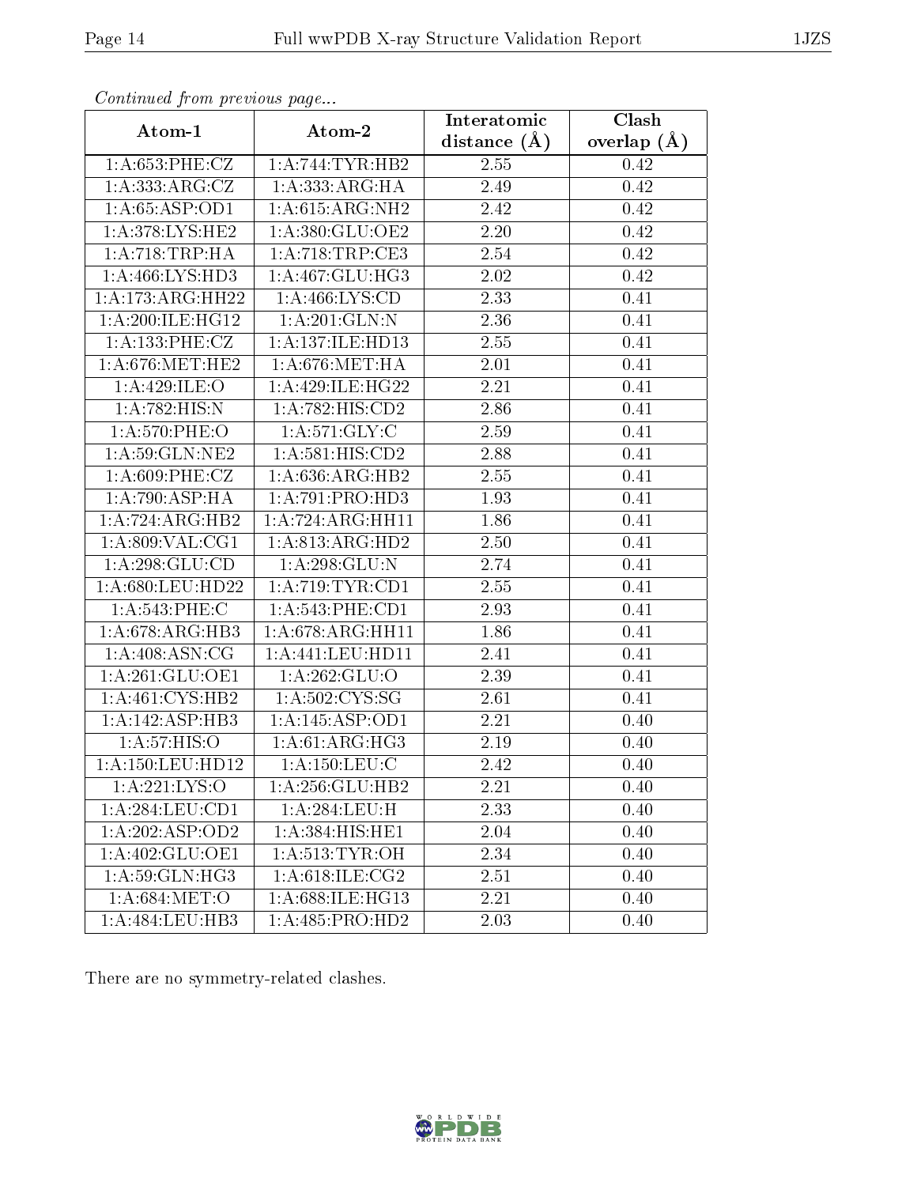*Continued from previous page...*

| Atom-1 | Atom-2 | Interatomic distance (Å) | Clash overlap (Å) |
|---|---|---|---|
| 1:A:653:PHE:CZ | 1:A:744:TYR:HB2 | 2.55 | 0.42 |
| 1:A:333:ARG:CZ | 1:A:333:ARG:HA | 2.49 | 0.42 |
| 1:A:65:ASP:OD1 | 1:A:615:ARG:NH2 | 2.42 | 0.42 |
| 1:A:378:LYS:HE2 | 1:A:380:GLU:OE2 | 2.20 | 0.42 |
| 1:A:718:TRP:HA | 1:A:718:TRP:CE3 | 2.54 | 0.42 |
| 1:A:466:LYS:HD3 | 1:A:467:GLU:HG3 | 2.02 | 0.42 |
| 1:A:173:ARG:HH22 | 1:A:466:LYS:CD | 2.33 | 0.41 |
| 1:A:200:ILE:HG12 | 1:A:201:GLN:N | 2.36 | 0.41 |
| 1:A:133:PHE:CZ | 1:A:137:ILE:HD13 | 2.55 | 0.41 |
| 1:A:676:MET:HE2 | 1:A:676:MET:HA | 2.01 | 0.41 |
| 1:A:429:ILE:O | 1:A:429:ILE:HG22 | 2.21 | 0.41 |
| 1:A:782:HIS:N | 1:A:782:HIS:CD2 | 2.86 | 0.41 |
| 1:A:570:PHE:O | 1:A:571:GLY:C | 2.59 | 0.41 |
| 1:A:59:GLN:NE2 | 1:A:581:HIS:CD2 | 2.88 | 0.41 |
| 1:A:609:PHE:CZ | 1:A:636:ARG:HB2 | 2.55 | 0.41 |
| 1:A:790:ASP:HA | 1:A:791:PRO:HD3 | 1.93 | 0.41 |
| 1:A:724:ARG:HB2 | 1:A:724:ARG:HH11 | 1.86 | 0.41 |
| 1:A:809:VAL:CG1 | 1:A:813:ARG:HD2 | 2.50 | 0.41 |
| 1:A:298:GLU:CD | 1:A:298:GLU:N | 2.74 | 0.41 |
| 1:A:680:LEU:HD22 | 1:A:719:TYR:CD1 | 2.55 | 0.41 |
| 1:A:543:PHE:C | 1:A:543:PHE:CD1 | 2.93 | 0.41 |
| 1:A:678:ARG:HB3 | 1:A:678:ARG:HH11 | 1.86 | 0.41 |
| 1:A:408:ASN:CG | 1:A:441:LEU:HD11 | 2.41 | 0.41 |
| 1:A:261:GLU:OE1 | 1:A:262:GLU:O | 2.39 | 0.41 |
| 1:A:461:CYS:HB2 | 1:A:502:CYS:SG | 2.61 | 0.41 |
| 1:A:142:ASP:HB3 | 1:A:145:ASP:OD1 | 2.21 | 0.40 |
| 1:A:57:HIS:O | 1:A:61:ARG:HG3 | 2.19 | 0.40 |
| 1:A:150:LEU:HD12 | 1:A:150:LEU:C | 2.42 | 0.40 |
| 1:A:221:LYS:O | 1:A:256:GLU:HB2 | 2.21 | 0.40 |
| 1:A:284:LEU:CD1 | 1:A:284:LEU:H | 2.33 | 0.40 |
| 1:A:202:ASP:OD2 | 1:A:384:HIS:HE1 | 2.04 | 0.40 |
| 1:A:402:GLU:OE1 | 1:A:513:TYR:OH | 2.34 | 0.40 |
| 1:A:59:GLN:HG3 | 1:A:618:ILE:CG2 | 2.51 | 0.40 |
| 1:A:684:MET:O | 1:A:688:ILE:HG13 | 2.21 | 0.40 |
| 1:A:484:LEU:HB3 | 1:A:485:PRO:HD2 | 2.03 | 0.40 |

There are no symmetry-related clashes.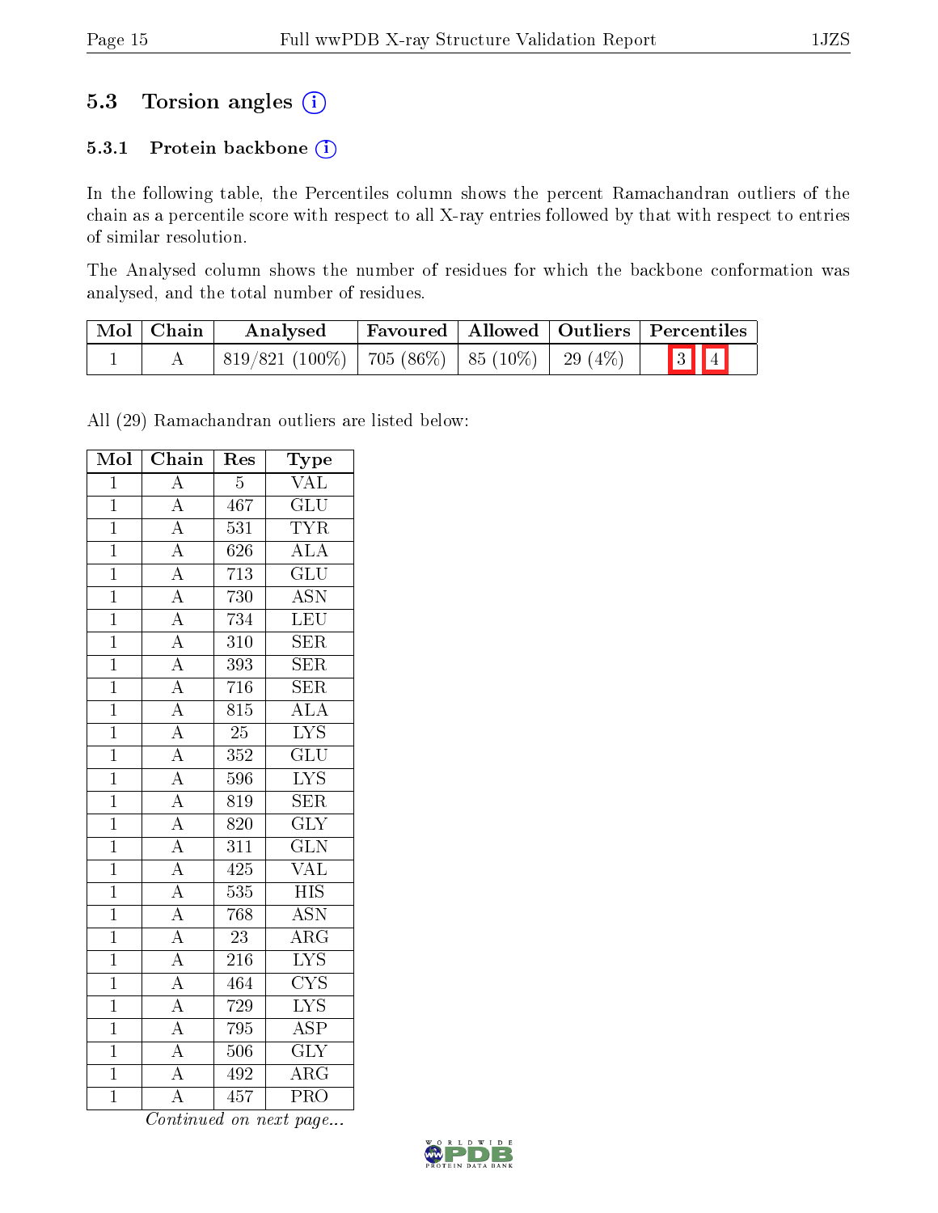## 5.3 Torsion angles ⓘ

### 5.3.1 Protein backbone ⓘ

In the following table, the Percentiles column shows the percent Ramachandran outliers of the chain as a percentile score with respect to all X-ray entries followed by that with respect to entries of similar resolution.

The Analysed column shows the number of residues for which the backbone conformation was analysed, and the total number of residues.

| Mol | Chain | Analysed | Favoured | Allowed | Outliers | Percentiles |
|---|---|---|---|---|---|---|
| 1 | A | 819/821 (100%) | 705 (86%) | 85 (10%) | 29 (4%) | 3 4 |

All (29) Ramachandran outliers are listed below:

| Mol | Chain | Res | Type |
|---|---|---|---|
| 1 | A | 5 | VAL |
| 1 | A | 467 | GLU |
| 1 | A | 531 | TYR |
| 1 | A | 626 | ALA |
| 1 | A | 713 | GLU |
| 1 | A | 730 | ASN |
| 1 | A | 734 | LEU |
| 1 | A | 310 | SER |
| 1 | A | 393 | SER |
| 1 | A | 716 | SER |
| 1 | A | 815 | ALA |
| 1 | A | 25 | LYS |
| 1 | A | 352 | GLU |
| 1 | A | 596 | LYS |
| 1 | A | 819 | SER |
| 1 | A | 820 | GLY |
| 1 | A | 311 | GLN |
| 1 | A | 425 | VAL |
| 1 | A | 535 | HIS |
| 1 | A | 768 | ASN |
| 1 | A | 23 | ARG |
| 1 | A | 216 | LYS |
| 1 | A | 464 | CYS |
| 1 | A | 729 | LYS |
| 1 | A | 795 | ASP |
| 1 | A | 506 | GLY |
| 1 | A | 492 | ARG |
| 1 | A | 457 | PRO |

*Continued on next page...*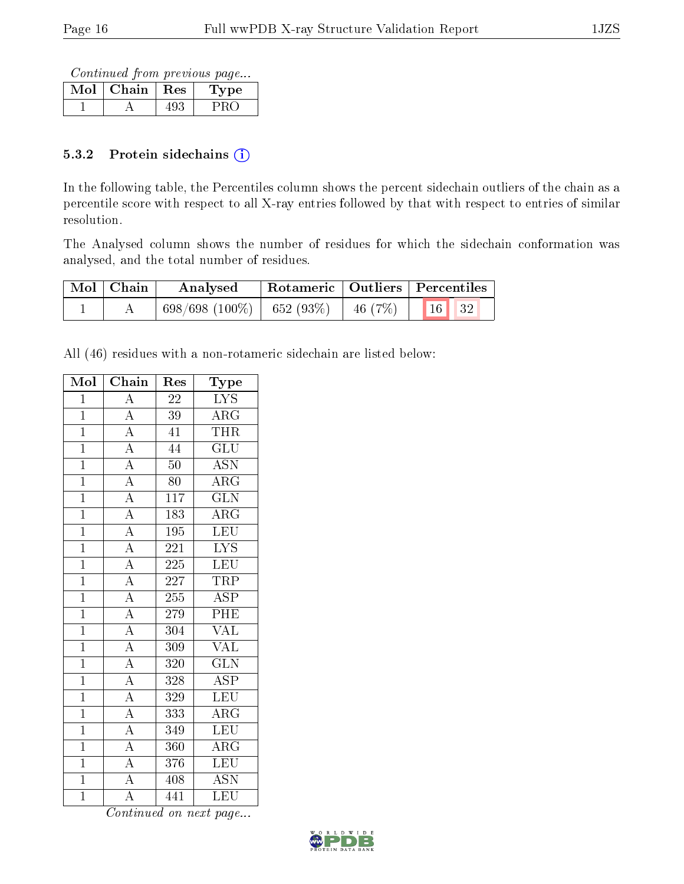*Continued from previous page...*

| Mol | Chain | Res | Type |
|---|---|---|---|
| 1 | A | 493 | PRO |

### 5.3.2 Protein sidechains

In the following table, the Percentiles column shows the percent sidechain outliers of the chain as a percentile score with respect to all X-ray entries followed by that with respect to entries of similar resolution.

The Analysed column shows the number of residues for which the sidechain conformation was analysed, and the total number of residues.

| Mol | Chain | Analysed | Rotameric | Outliers | Percentiles | |
|---|---|---|---|---|---|---|
| 1 | A | 698/698 (100%) | 652 (93%) | 46 (7%) | 16 | 32 |

All (46) residues with a non-rotameric sidechain are listed below:

| Mol | Chain | Res | Type |
|---|---|---|---|
| 1 | A | 22 | LYS |
| 1 | A | 39 | ARG |
| 1 | A | 41 | THR |
| 1 | A | 44 | GLU |
| 1 | A | 50 | ASN |
| 1 | A | 80 | ARG |
| 1 | A | 117 | GLN |
| 1 | A | 183 | ARG |
| 1 | A | 195 | LEU |
| 1 | A | 221 | LYS |
| 1 | A | 225 | LEU |
| 1 | A | 227 | TRP |
| 1 | A | 255 | ASP |
| 1 | A | 279 | PHE |
| 1 | A | 304 | VAL |
| 1 | A | 309 | VAL |
| 1 | A | 320 | GLN |
| 1 | A | 328 | ASP |
| 1 | A | 329 | LEU |
| 1 | A | 333 | ARG |
| 1 | A | 349 | LEU |
| 1 | A | 360 | ARG |
| 1 | A | 376 | LEU |
| 1 | A | 408 | ASN |
| 1 | A | 441 | LEU |

*Continued on next page...*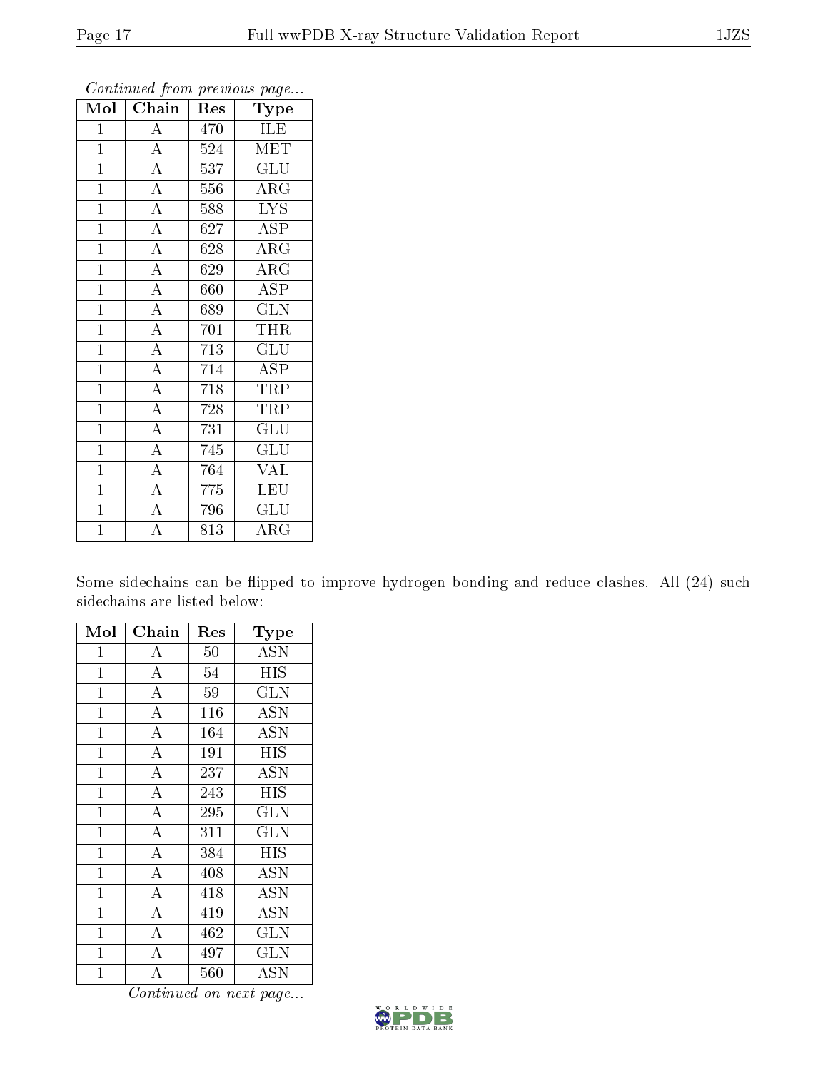*Continued from previous page...*

| Mol | Chain | Res | Type |
|---|---|---|---|
| 1 | A | 470 | ILE |
| 1 | A | 524 | MET |
| 1 | A | 537 | GLU |
| 1 | A | 556 | ARG |
| 1 | A | 588 | LYS |
| 1 | A | 627 | ASP |
| 1 | A | 628 | ARG |
| 1 | A | 629 | ARG |
| 1 | A | 660 | ASP |
| 1 | A | 689 | GLN |
| 1 | A | 701 | THR |
| 1 | A | 713 | GLU |
| 1 | A | 714 | ASP |
| 1 | A | 718 | TRP |
| 1 | A | 728 | TRP |
| 1 | A | 731 | GLU |
| 1 | A | 745 | GLU |
| 1 | A | 764 | VAL |
| 1 | A | 775 | LEU |
| 1 | A | 796 | GLU |
| 1 | A | 813 | ARG |

Some sidechains can be flipped to improve hydrogen bonding and reduce clashes. All (24) such sidechains are listed below:

| Mol | Chain | Res | Type |
|---|---|---|---|
| 1 | A | 50 | ASN |
| 1 | A | 54 | HIS |
| 1 | A | 59 | GLN |
| 1 | A | 116 | ASN |
| 1 | A | 164 | ASN |
| 1 | A | 191 | HIS |
| 1 | A | 237 | ASN |
| 1 | A | 243 | HIS |
| 1 | A | 295 | GLN |
| 1 | A | 311 | GLN |
| 1 | A | 384 | HIS |
| 1 | A | 408 | ASN |
| 1 | A | 418 | ASN |
| 1 | A | 419 | ASN |
| 1 | A | 462 | GLN |
| 1 | A | 497 | GLN |
| 1 | A | 560 | ASN |

*Continued on next page...*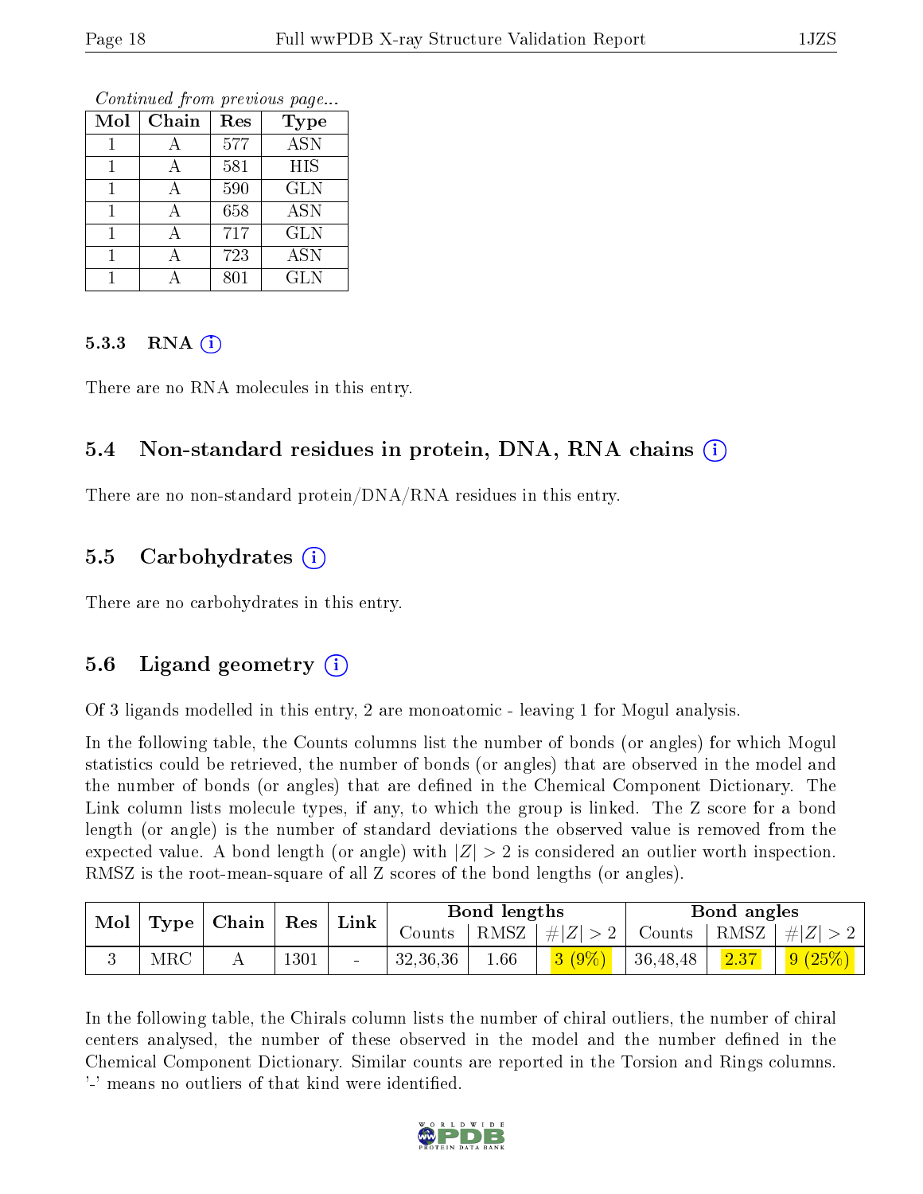*Continued from previous page...*

| Mol | Chain | Res | Type |
|---|---|---|---|
| 1 | A | 577 | ASN |
| 1 | A | 581 | HIS |
| 1 | A | 590 | GLN |
| 1 | A | 658 | ASN |
| 1 | A | 717 | GLN |
| 1 | A | 723 | ASN |
| 1 | A | 801 | GLN |

#### 5.3.3 RNA (i)

There are no RNA molecules in this entry.

### 5.4 Non-standard residues in protein, DNA, RNA chains (i)

There are no non-standard protein/DNA/RNA residues in this entry.

### 5.5 Carbohydrates (i)

There are no carbohydrates in this entry.

### 5.6 Ligand geometry (i)

Of 3 ligands modelled in this entry, 2 are monoatomic - leaving 1 for Mogul analysis.

In the following table, the Counts columns list the number of bonds (or angles) for which Mogul statistics could be retrieved, the number of bonds (or angles) that are observed in the model and the number of bonds (or angles) that are defined in the Chemical Component Dictionary. The Link column lists molecule types, if any, to which the group is linked. The Z score for a bond length (or angle) is the number of standard deviations the observed value is removed from the expected value. A bond length (or angle) with $|Z| > 2$ is considered an outlier worth inspection. RMSZ is the root-mean-square of all Z scores of the bond lengths (or angles).

| Mol | Type | Chain | Res | Link | Bond lengths | | | Bond angles | | |
|---|---|---|---|---|---|---|---|---|---|---|
| | | | | | Counts | RMSZ | $\#\|Z\| > 2$ | Counts | RMSZ | $\#\|Z\| > 2$ |
| 3 | MRC | A | 1301 | - | 32,36,36 | 1.66 | 3 (9%) | 36,48,48 | 2.37 | 9 (25%) |

In the following table, the Chirals column lists the number of chiral outliers, the number of chiral centers analysed, the number of these observed in the model and the number defined in the Chemical Component Dictionary. Similar counts are reported in the Torsion and Rings columns. '-' means no outliers of that kind were identified.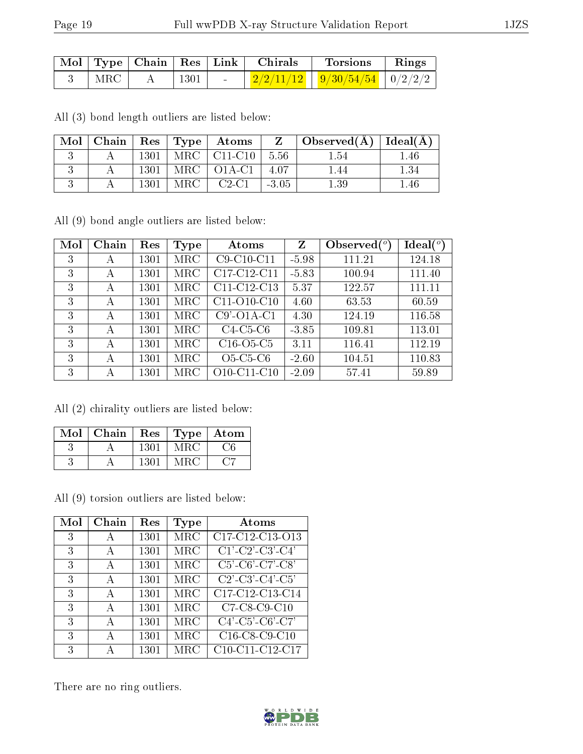| Mol | Type | Chain | Res | Link | Chirals | Torsions | Rings |
|---|---|---|---|---|---|---|---|
| 3 | MRC | A | 1301 | - | 2/2/11/12 | 9/30/54/54 | 0/2/2/2 |

All (3) bond length outliers are listed below:

| Mol | Chain | Res | Type | Atoms | Z | Observed(Å) | Ideal(Å) |
|---|---|---|---|---|---|---|---|
| 3 | A | 1301 | MRC | C11-C10 | 5.56 | 1.54 | 1.46 |
| 3 | A | 1301 | MRC | O1A-C1 | 4.07 | 1.44 | 1.34 |
| 3 | A | 1301 | MRC | C2-C1 | -3.05 | 1.39 | 1.46 |

All (9) bond angle outliers are listed below:

| Mol | Chain | Res | Type | Atoms | Z | Observed(°) | Ideal(°) |
|---|---|---|---|---|---|---|---|
| 3 | A | 1301 | MRC | C9-C10-C11 | -5.98 | 111.21 | 124.18 |
| 3 | A | 1301 | MRC | C17-C12-C11 | -5.83 | 100.94 | 111.40 |
| 3 | A | 1301 | MRC | C11-C12-C13 | 5.37 | 122.57 | 111.11 |
| 3 | A | 1301 | MRC | C11-O10-C10 | 4.60 | 63.53 | 60.59 |
| 3 | A | 1301 | MRC | C9'-O1A-C1 | 4.30 | 124.19 | 116.58 |
| 3 | A | 1301 | MRC | C4-C5-C6 | -3.85 | 109.81 | 113.01 |
| 3 | A | 1301 | MRC | C16-O5-C5 | 3.11 | 116.41 | 112.19 |
| 3 | A | 1301 | MRC | O5-C5-C6 | -2.60 | 104.51 | 110.83 |
| 3 | A | 1301 | MRC | O10-C11-C10 | -2.09 | 57.41 | 59.89 |

All (2) chirality outliers are listed below:

| Mol | Chain | Res | Type | Atom |
|---|---|---|---|---|
| 3 | A | 1301 | MRC | C6 |
| 3 | A | 1301 | MRC | C7 |

All (9) torsion outliers are listed below:

| Mol | Chain | Res | Type | Atoms |
|---|---|---|---|---|
| 3 | A | 1301 | MRC | C17-C12-C13-O13 |
| 3 | A | 1301 | MRC | C1'-C2'-C3'-C4' |
| 3 | A | 1301 | MRC | C5'-C6'-C7'-C8' |
| 3 | A | 1301 | MRC | C2'-C3'-C4'-C5' |
| 3 | A | 1301 | MRC | C17-C12-C13-C14 |
| 3 | A | 1301 | MRC | C7-C8-C9-C10 |
| 3 | A | 1301 | MRC | C4'-C5'-C6'-C7' |
| 3 | A | 1301 | MRC | C16-C8-C9-C10 |
| 3 | A | 1301 | MRC | C10-C11-C12-C17 |

There are no ring outliers.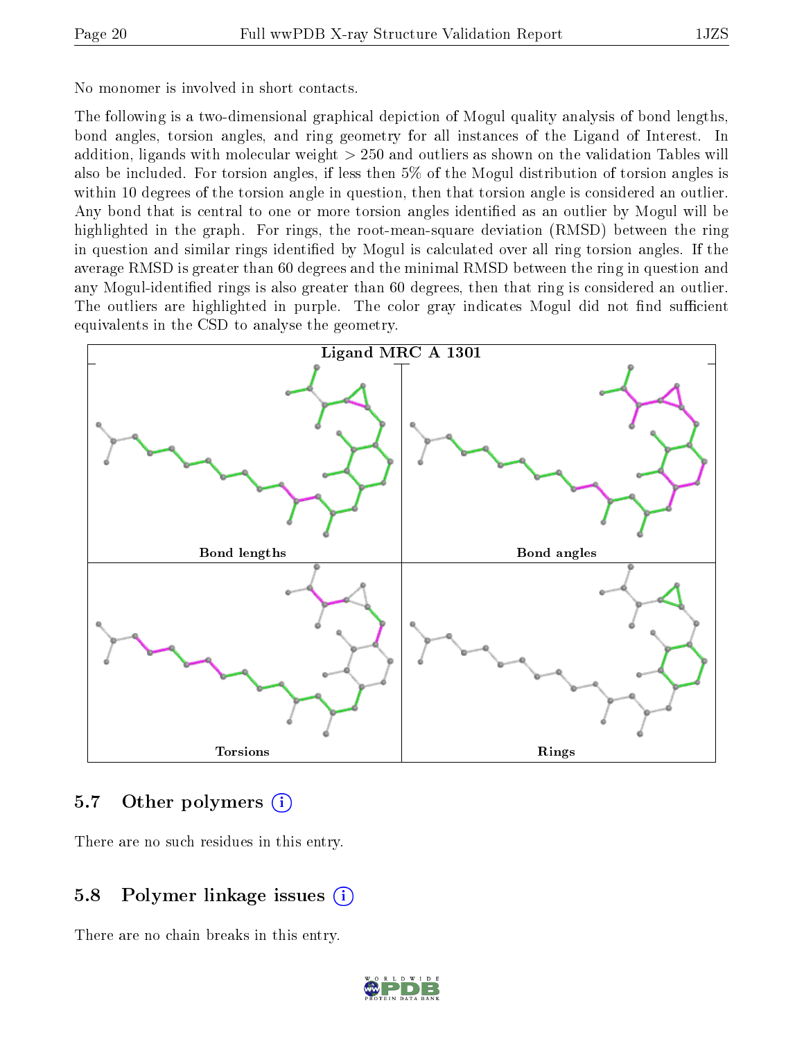No monomer is involved in short contacts.

The following is a two-dimensional graphical depiction of Mogul quality analysis of bond lengths, bond angles, torsion angles, and ring geometry for all instances of the Ligand of Interest. In addition, ligands with molecular weight > 250 and outliers as shown on the validation Tables will also be included. For torsion angles, if less then 5% of the Mogul distribution of torsion angles is within 10 degrees of the torsion angle in question, then that torsion angle is considered an outlier. Any bond that is central to one or more torsion angles identified as an outlier by Mogul will be highlighted in the graph. For rings, the root-mean-square deviation (RMSD) between the ring in question and similar rings identified by Mogul is calculated over all ring torsion angles. If the average RMSD is greater than 60 degrees and the minimal RMSD between the ring in question and any Mogul-identified rings is also greater than 60 degrees, then that ring is considered an outlier. The outliers are highlighted in purple. The color gray indicates Mogul did not find sufficient equivalents in the CSD to analyse the geometry.

Ligand MRC A 1301

Bond lengths

Bond angles

Torsions

Rings

## 5.7 Other polymers

There are no such residues in this entry.

## 5.8 Polymer linkage issues

There are no chain breaks in this entry.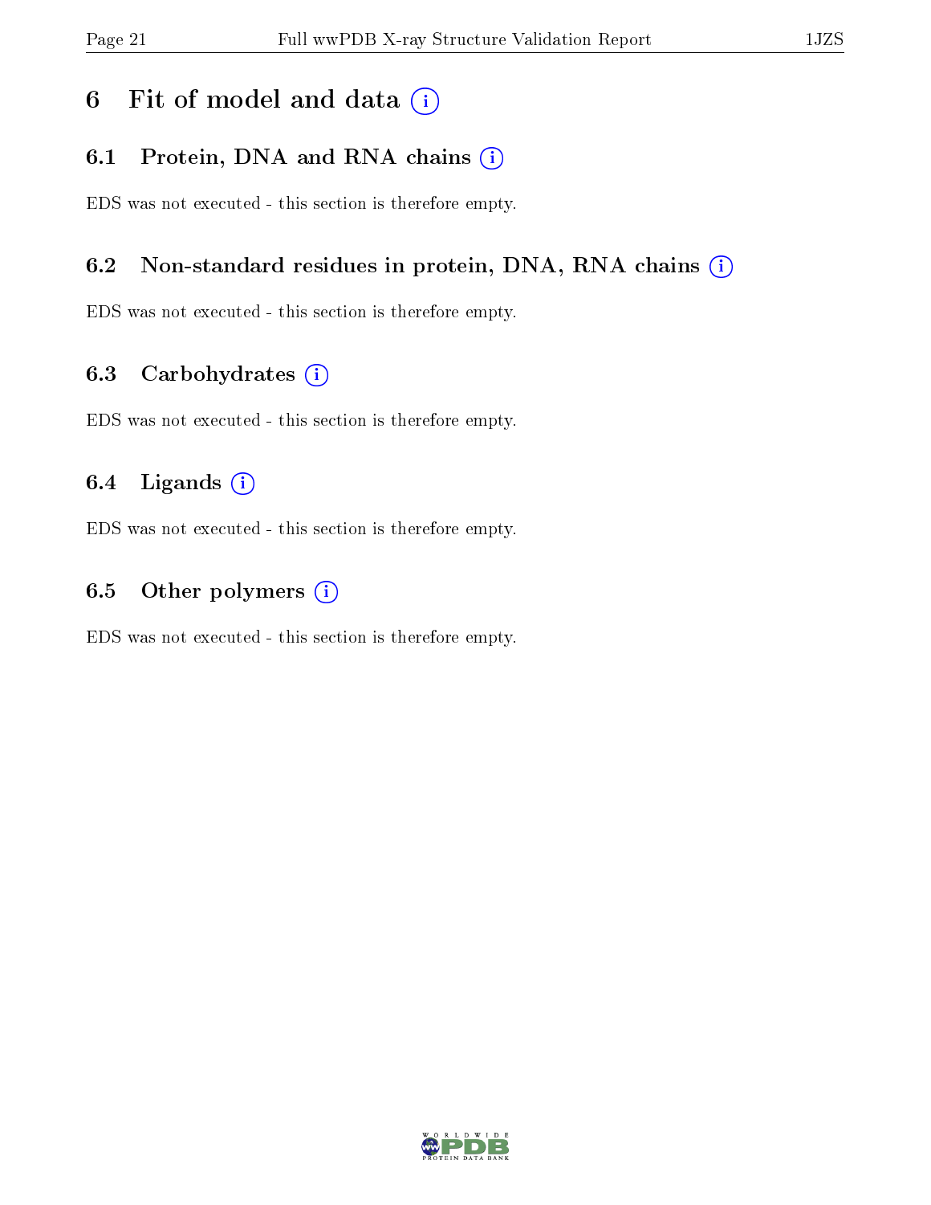# 6 Fit of model and data

## 6.1 Protein, DNA and RNA chains

EDS was not executed - this section is therefore empty.

## 6.2 Non-standard residues in protein, DNA, RNA chains

EDS was not executed - this section is therefore empty.

## 6.3 Carbohydrates

EDS was not executed - this section is therefore empty.

## 6.4 Ligands

EDS was not executed - this section is therefore empty.

## 6.5 Other polymers

EDS was not executed - this section is therefore empty.